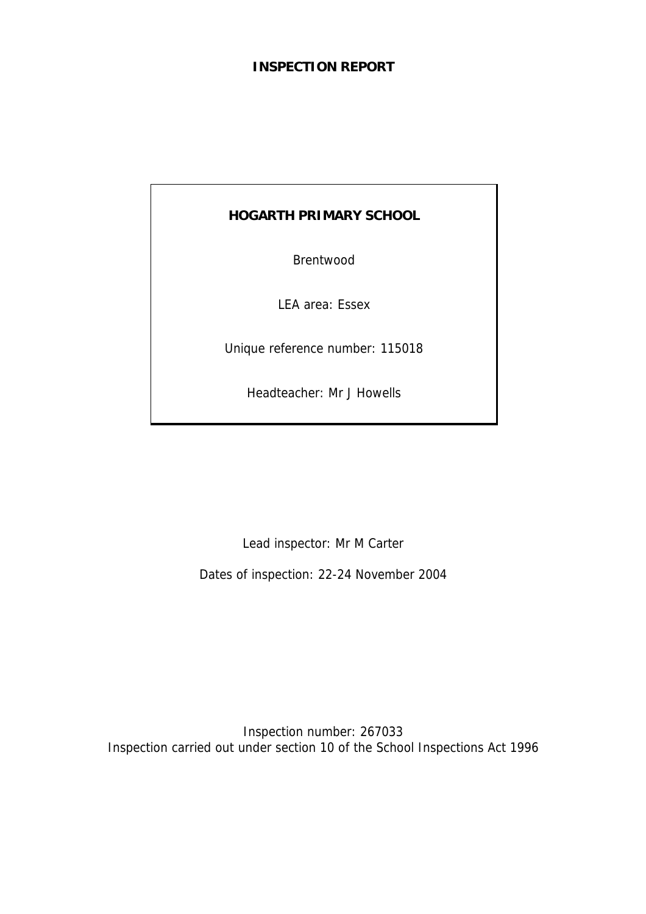# INSPECTION REPORT

**HOGARTH PRIMARY SCHOOL**

Brentwood

LEA area: Essex

Unique reference number: 115018

Headteacher: Mr J Howells

Lead inspector: Mr M Carter

Dates of inspection: 22-24 November 2004

Inspection number: 267033

Inspection carried out under section 10 of the School Inspections Act 1996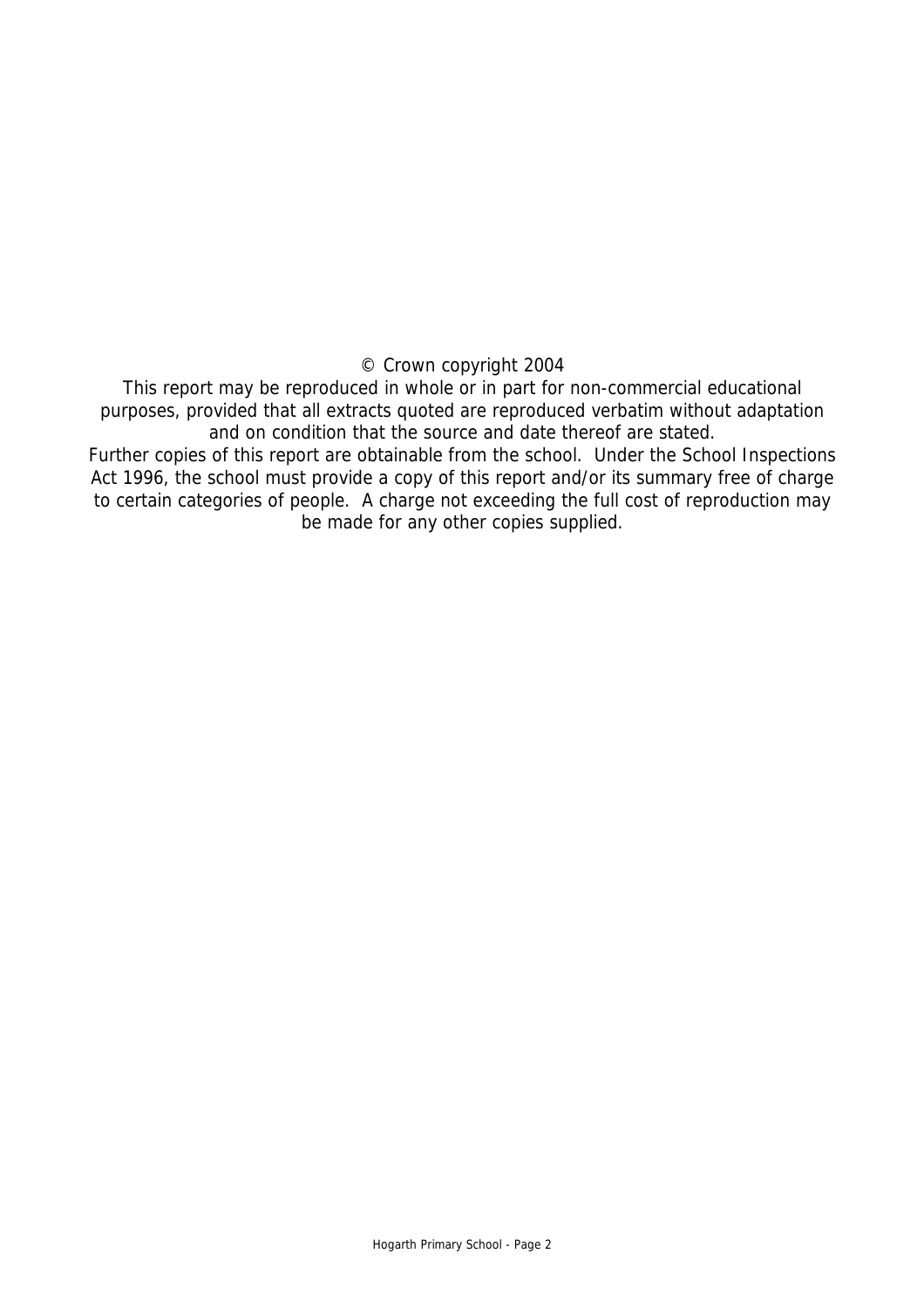© Crown copyright 2004

This report may be reproduced in whole or in part for non-commercial educational purposes, provided that all extracts quoted are reproduced verbatim without adaptation and on condition that the source and date thereof are stated.

Further copies of this report are obtainable from the school. Under the School Inspections Act 1996, the school must provide a copy of this report and/or its summary free of charge to certain categories of people. A charge not exceeding the full cost of reproduction may be made for any other copies supplied.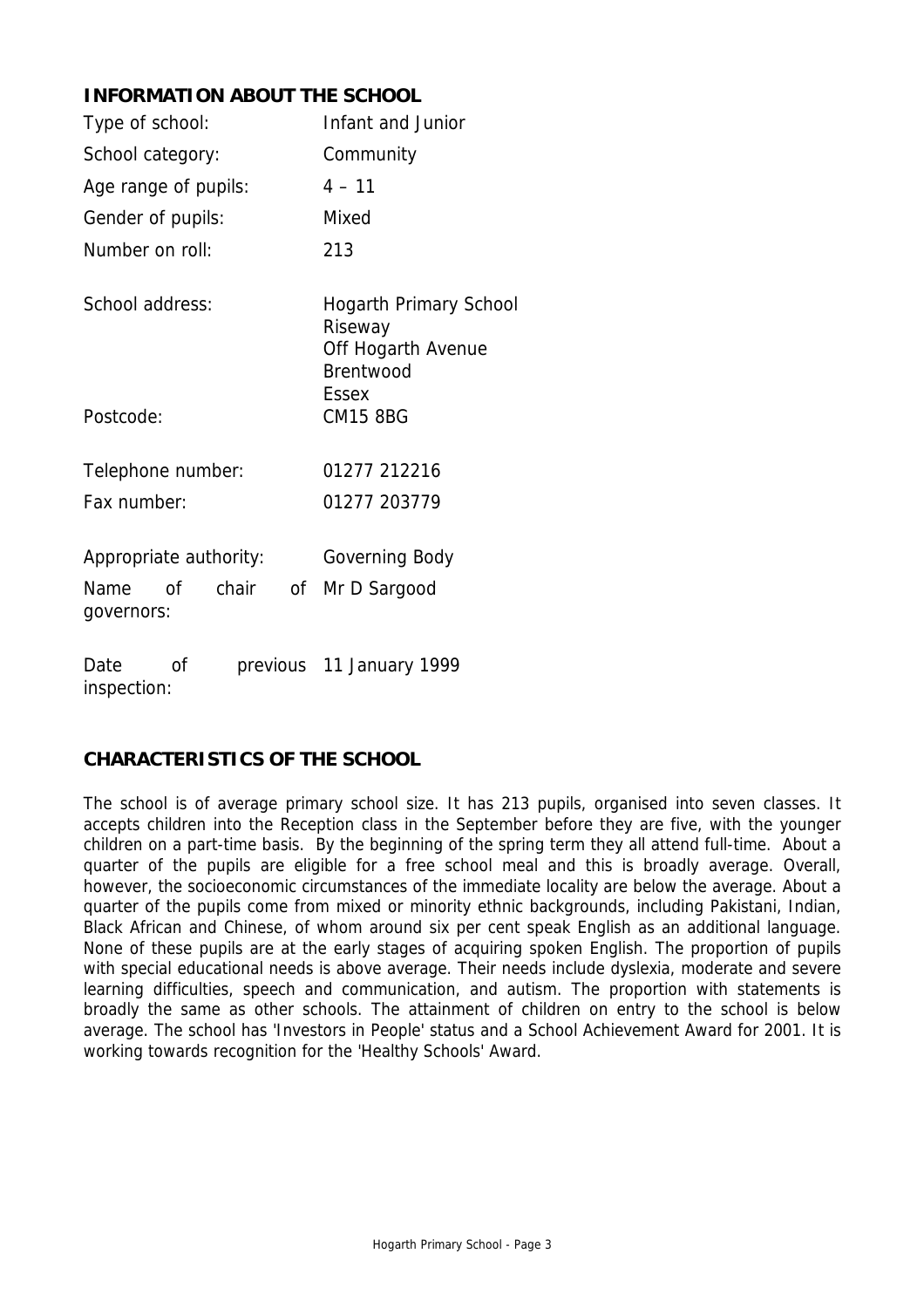## INFORMATION ABOUT THE SCHOOL

| | |
|---|---|
| Type of school: | Infant and Junior |
| School category: | Community |
| Age range of pupils: | 4 – 11 |
| Gender of pupils: | Mixed |
| Number on roll: | 213 |
| School address: | Hogarth Primary School<br>Riseway<br>Off Hogarth Avenue<br>Brentwood<br>Essex |
| Postcode: | CM15 8BG |
| Telephone number: | 01277 212216 |
| Fax number: | 01277 203779 |
| Appropriate authority: | Governing Body |
| Name of chair of governors: | Mr D Sargood |
| Date of previous inspection: | 11 January 1999 |

## CHARACTERISTICS OF THE SCHOOL

The school is of average primary school size. It has 213 pupils, organised into seven classes. It accepts children into the Reception class in the September before they are five, with the younger children on a part-time basis. By the beginning of the spring term they all attend full-time. About a quarter of the pupils are eligible for a free school meal and this is broadly average. Overall, however, the socioeconomic circumstances of the immediate locality are below the average. About a quarter of the pupils come from mixed or minority ethnic backgrounds, including Pakistani, Indian, Black African and Chinese, of whom around six per cent speak English as an additional language. None of these pupils are at the early stages of acquiring spoken English. The proportion of pupils with special educational needs is above average. Their needs include dyslexia, moderate and severe learning difficulties, speech and communication, and autism. The proportion with statements is broadly the same as other schools. The attainment of children on entry to the school is below average. The school has 'Investors in People' status and a School Achievement Award for 2001. It is working towards recognition for the 'Healthy Schools' Award.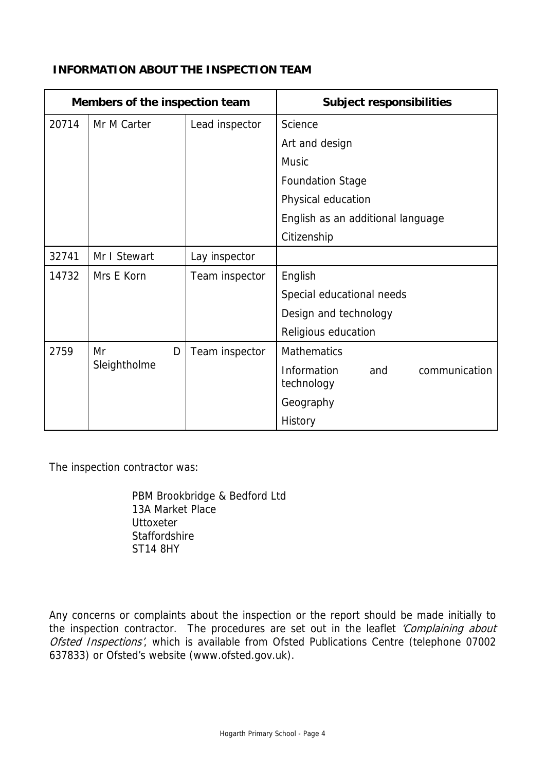## INFORMATION ABOUT THE INSPECTION TEAM

| Members of the inspection team | | | Subject responsibilities |
|---|---|---|---|
| 20714 | Mr M Carter | Lead inspector | Science |
| | | | Art and design |
| | | | Music |
| | | | Foundation Stage |
| | | | Physical education |
| | | | English as an additional language |
| | | | Citizenship |
| 32741 | Mr I Stewart | Lay inspector | |
| 14732 | Mrs E Korn | Team inspector | English |
| | | | Special educational needs |
| | | | Design and technology |
| | | | Religious education |
| 2759 | Mr D Sleightholme | Team inspector | Mathematics |
| | | | Information and communication technology |
| | | | Geography |
| | | | History |

The inspection contractor was:

PBM Brookbridge & Bedford Ltd
13A Market Place
Uttoxeter
Staffordshire
ST14 8HY

Any concerns or complaints about the inspection or the report should be made initially to the inspection contractor. The procedures are set out in the leaflet *'Complaining about Ofsted Inspections'*, which is available from Ofsted Publications Centre (telephone 07002 637833) or Ofsted's website (www.ofsted.gov.uk).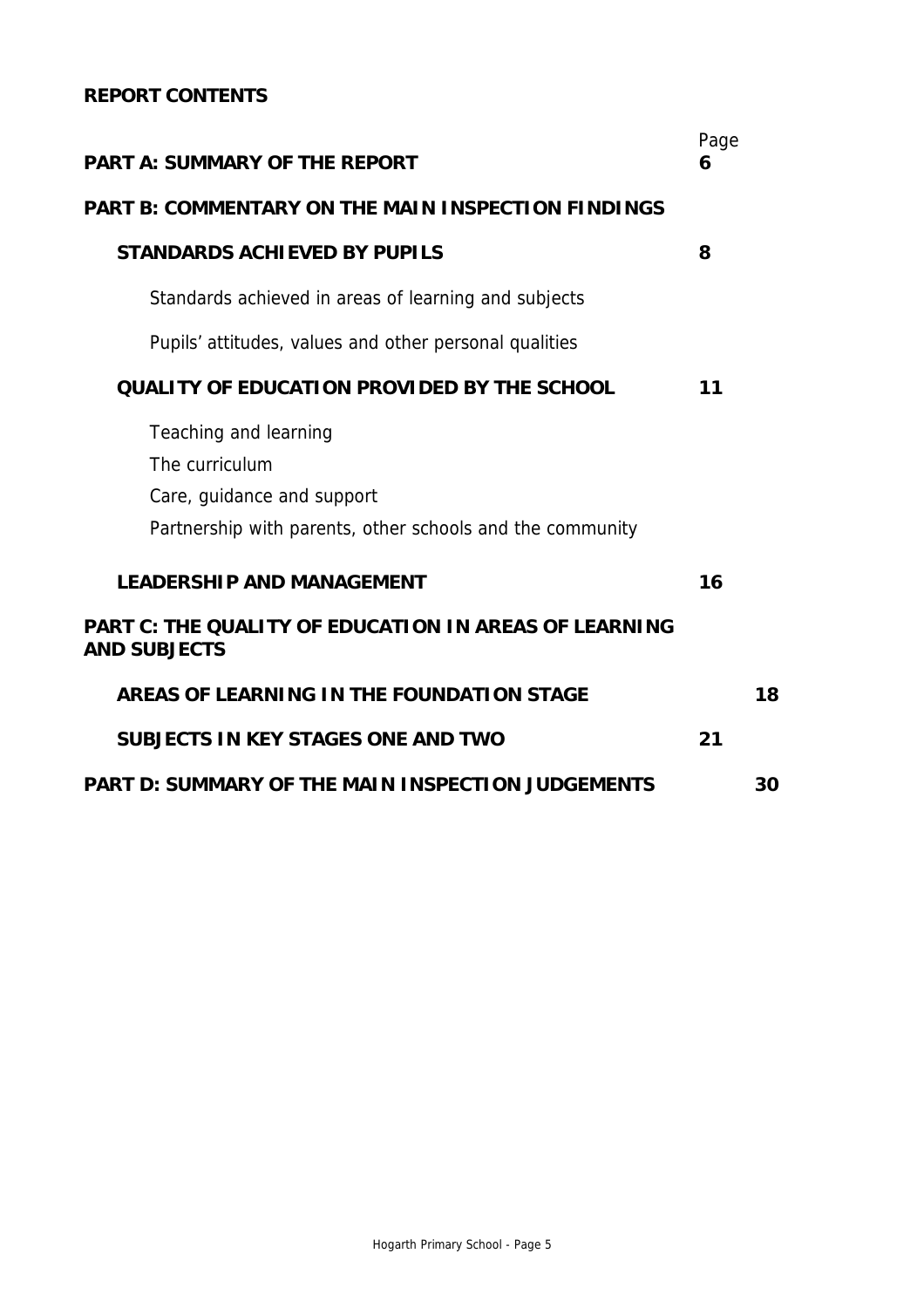**REPORT CONTENTS**

| | Page |
|---|---|
| **PART A: SUMMARY OF THE REPORT** | **6** |
| **PART B: COMMENTARY ON THE MAIN INSPECTION FINDINGS** | |
| **STANDARDS ACHIEVED BY PUPILS** | **8** |
| Standards achieved in areas of learning and subjects | |
| Pupils' attitudes, values and other personal qualities | |
| **QUALITY OF EDUCATION PROVIDED BY THE SCHOOL** | **11** |
| Teaching and learning | |
| The curriculum | |
| Care, guidance and support | |
| Partnership with parents, other schools and the community | |
| **LEADERSHIP AND MANAGEMENT** | **16** |
| **PART C: THE QUALITY OF EDUCATION IN AREAS OF LEARNING AND SUBJECTS** | |
| **AREAS OF LEARNING IN THE FOUNDATION STAGE** | **18** |
| **SUBJECTS IN KEY STAGES ONE AND TWO** | **21** |
| **PART D: SUMMARY OF THE MAIN INSPECTION JUDGEMENTS** | **30** |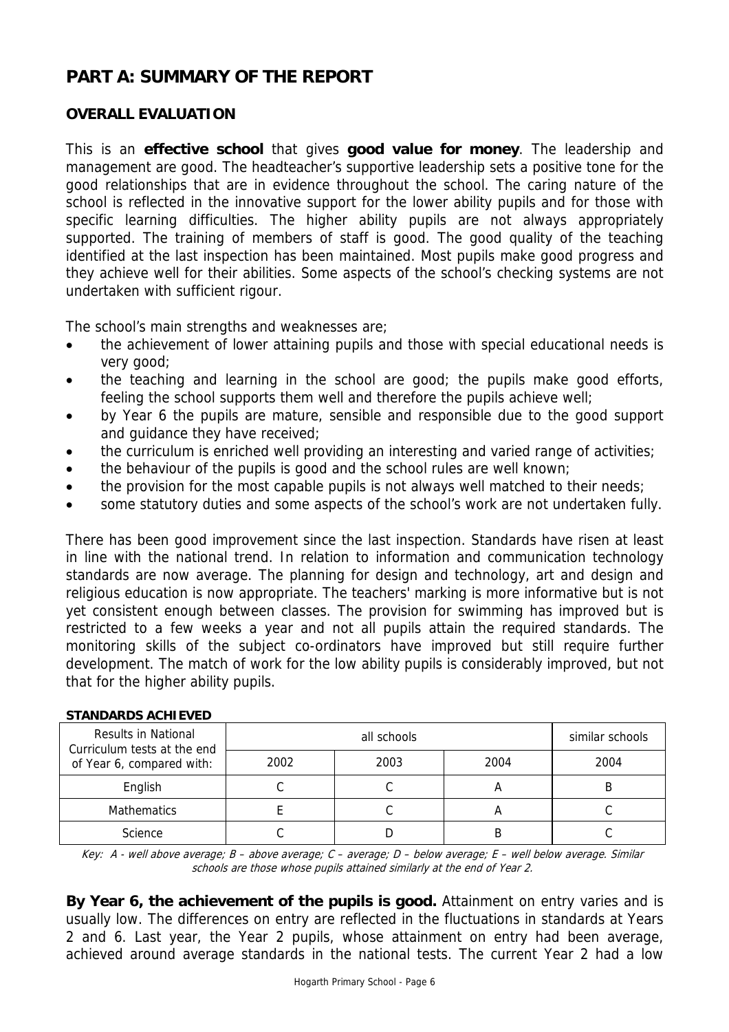# PART A: SUMMARY OF THE REPORT

## OVERALL EVALUATION

This is an **effective school** that gives **good value for money**. The leadership and management are good. The headteacher's supportive leadership sets a positive tone for the good relationships that are in evidence throughout the school. The caring nature of the school is reflected in the innovative support for the lower ability pupils and for those with specific learning difficulties. The higher ability pupils are not always appropriately supported. The training of members of staff is good. The good quality of the teaching identified at the last inspection has been maintained. Most pupils make good progress and they achieve well for their abilities. Some aspects of the school's checking systems are not undertaken with sufficient rigour.

The school's main strengths and weaknesses are;

- the achievement of lower attaining pupils and those with special educational needs is very good;
- the teaching and learning in the school are good; the pupils make good efforts, feeling the school supports them well and therefore the pupils achieve well;
- by Year 6 the pupils are mature, sensible and responsible due to the good support and guidance they have received;
- the curriculum is enriched well providing an interesting and varied range of activities;
- the behaviour of the pupils is good and the school rules are well known;
- the provision for the most capable pupils is not always well matched to their needs;
- some statutory duties and some aspects of the school's work are not undertaken fully.

There has been good improvement since the last inspection. Standards have risen at least in line with the national trend. In relation to information and communication technology standards are now average. The planning for design and technology, art and design and religious education is now appropriate. The teachers' marking is more informative but is not yet consistent enough between classes. The provision for swimming has improved but is restricted to a few weeks a year and not all pupils attain the required standards. The monitoring skills of the subject co-ordinators have improved but still require further development. The match of work for the low ability pupils is considerably improved, but not that for the higher ability pupils.

### STANDARDS ACHIEVED

| Results in National Curriculum tests at the end of Year 6, compared with: | all schools | | | similar schools |
|---|---|---|---|---|
| | 2002 | 2003 | 2004 | 2004 |
| English | C | C | A | B |
| Mathematics | E | C | A | C |
| Science | C | D | B | C |

*Key: A - well above average; B – above average; C – average; D – below average; E – well below average. Similar schools are those whose pupils attained similarly at the end of Year 2.*

**By Year 6, the achievement of the pupils is good.** Attainment on entry varies and is usually low. The differences on entry are reflected in the fluctuations in standards at Years 2 and 6. Last year, the Year 2 pupils, whose attainment on entry had been average, achieved around average standards in the national tests. The current Year 2 had a low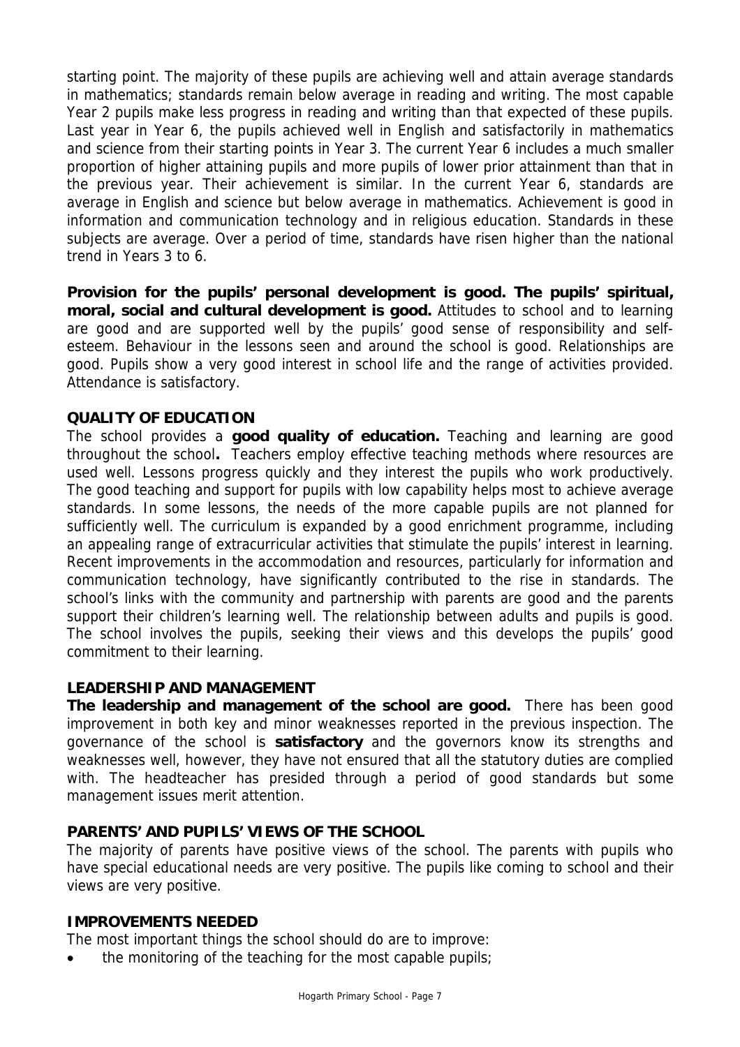starting point. The majority of these pupils are achieving well and attain average standards in mathematics; standards remain below average in reading and writing. The most capable Year 2 pupils make less progress in reading and writing than that expected of these pupils. Last year in Year 6, the pupils achieved well in English and satisfactorily in mathematics and science from their starting points in Year 3. The current Year 6 includes a much smaller proportion of higher attaining pupils and more pupils of lower prior attainment than that in the previous year. Their achievement is similar. In the current Year 6, standards are average in English and science but below average in mathematics. Achievement is good in information and communication technology and in religious education. Standards in these subjects are average. Over a period of time, standards have risen higher than the national trend in Years 3 to 6.

**Provision for the pupils' personal development is good. The pupils' spiritual, moral, social and cultural development is good.** Attitudes to school and to learning are good and are supported well by the pupils' good sense of responsibility and self-esteem. Behaviour in the lessons seen and around the school is good. Relationships are good. Pupils show a very good interest in school life and the range of activities provided. Attendance is satisfactory.

## QUALITY OF EDUCATION

The school provides a **good quality of education.** Teaching and learning are good throughout the school**.** Teachers employ effective teaching methods where resources are used well. Lessons progress quickly and they interest the pupils who work productively. The good teaching and support for pupils with low capability helps most to achieve average standards. In some lessons, the needs of the more capable pupils are not planned for sufficiently well. The curriculum is expanded by a good enrichment programme, including an appealing range of extracurricular activities that stimulate the pupils' interest in learning. Recent improvements in the accommodation and resources, particularly for information and communication technology, have significantly contributed to the rise in standards. The school's links with the community and partnership with parents are good and the parents support their children's learning well. The relationship between adults and pupils is good. The school involves the pupils, seeking their views and this develops the pupils' good commitment to their learning.

## LEADERSHIP AND MANAGEMENT

**The leadership and management of the school are good.** There has been good improvement in both key and minor weaknesses reported in the previous inspection. The governance of the school is **satisfactory** and the governors know its strengths and weaknesses well, however, they have not ensured that all the statutory duties are complied with. The headteacher has presided through a period of good standards but some management issues merit attention.

## PARENTS' AND PUPILS' VIEWS OF THE SCHOOL

The majority of parents have positive views of the school. The parents with pupils who have special educational needs are very positive. The pupils like coming to school and their views are very positive.

## IMPROVEMENTS NEEDED

The most important things the school should do are to improve:

- the monitoring of the teaching for the most capable pupils;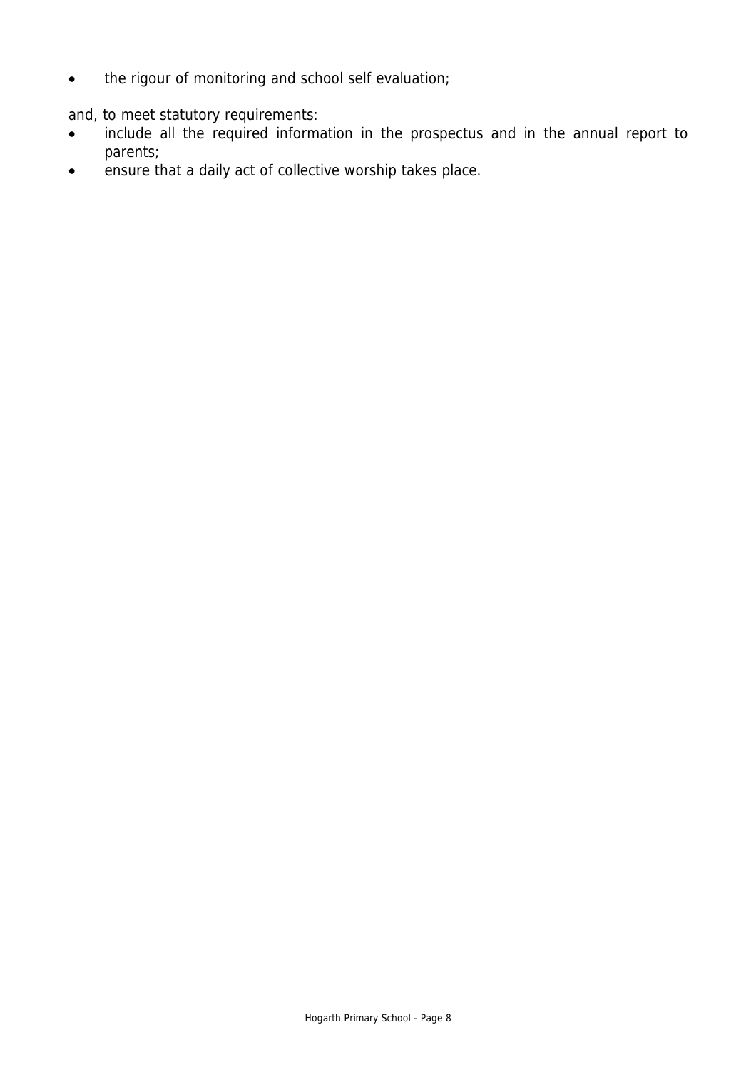- the rigour of monitoring and school self evaluation;

and, to meet statutory requirements:

- include all the required information in the prospectus and in the annual report to parents;
- ensure that a daily act of collective worship takes place.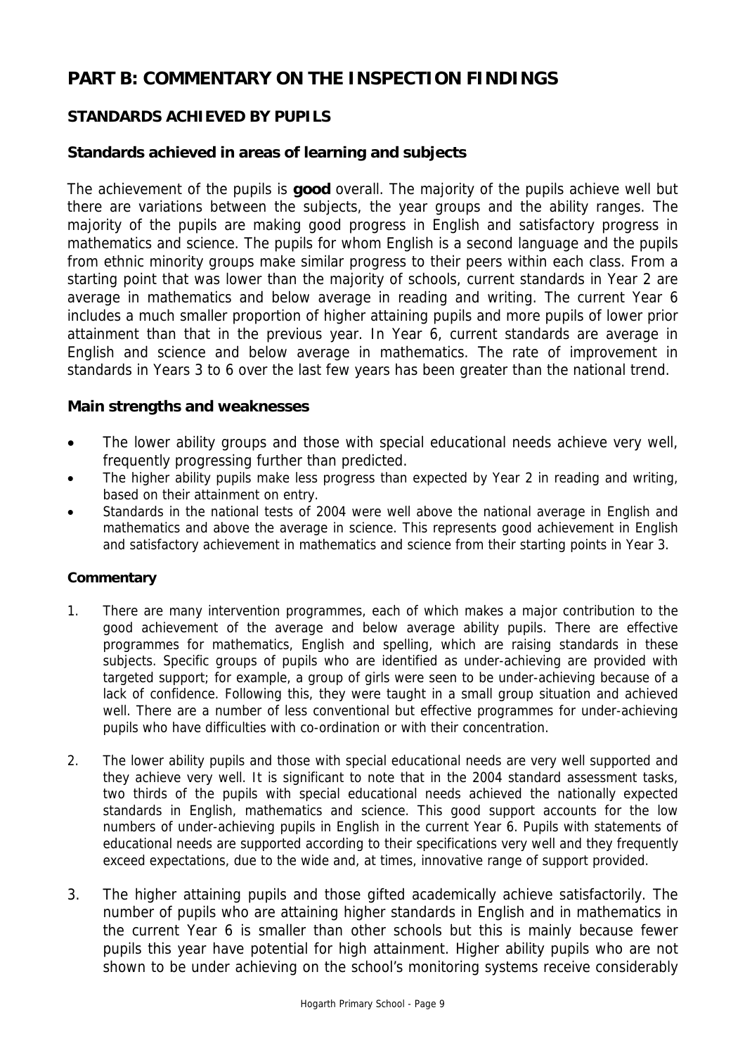# PART B: COMMENTARY ON THE INSPECTION FINDINGS

## STANDARDS ACHIEVED BY PUPILS

### Standards achieved in areas of learning and subjects

The achievement of the pupils is **good** overall. The majority of the pupils achieve well but there are variations between the subjects, the year groups and the ability ranges. The majority of the pupils are making good progress in English and satisfactory progress in mathematics and science. The pupils for whom English is a second language and the pupils from ethnic minority groups make similar progress to their peers within each class. From a starting point that was lower than the majority of schools, current standards in Year 2 are average in mathematics and below average in reading and writing. The current Year 6 includes a much smaller proportion of higher attaining pupils and more pupils of lower prior attainment than that in the previous year. In Year 6, current standards are average in English and science and below average in mathematics. The rate of improvement in standards in Years 3 to 6 over the last few years has been greater than the national trend.

### Main strengths and weaknesses

- The lower ability groups and those with special educational needs achieve very well, frequently progressing further than predicted.
- The higher ability pupils make less progress than expected by Year 2 in reading and writing, based on their attainment on entry.
- Standards in the national tests of 2004 were well above the national average in English and mathematics and above the average in science. This represents good achievement in English and satisfactory achievement in mathematics and science from their starting points in Year 3.

#### Commentary

1. There are many intervention programmes, each of which makes a major contribution to the good achievement of the average and below average ability pupils. There are effective programmes for mathematics, English and spelling, which are raising standards in these subjects. Specific groups of pupils who are identified as under-achieving are provided with targeted support; for example, a group of girls were seen to be under-achieving because of a lack of confidence. Following this, they were taught in a small group situation and achieved well. There are a number of less conventional but effective programmes for under-achieving pupils who have difficulties with co-ordination or with their concentration.

2. The lower ability pupils and those with special educational needs are very well supported and they achieve very well. It is significant to note that in the 2004 standard assessment tasks, two thirds of the pupils with special educational needs achieved the nationally expected standards in English, mathematics and science. This good support accounts for the low numbers of under-achieving pupils in English in the current Year 6. Pupils with statements of educational needs are supported according to their specifications very well and they frequently exceed expectations, due to the wide and, at times, innovative range of support provided.

3. The higher attaining pupils and those gifted academically achieve satisfactorily. The number of pupils who are attaining higher standards in English and in mathematics in the current Year 6 is smaller than other schools but this is mainly because fewer pupils this year have potential for high attainment. Higher ability pupils who are not shown to be under achieving on the school's monitoring systems receive considerably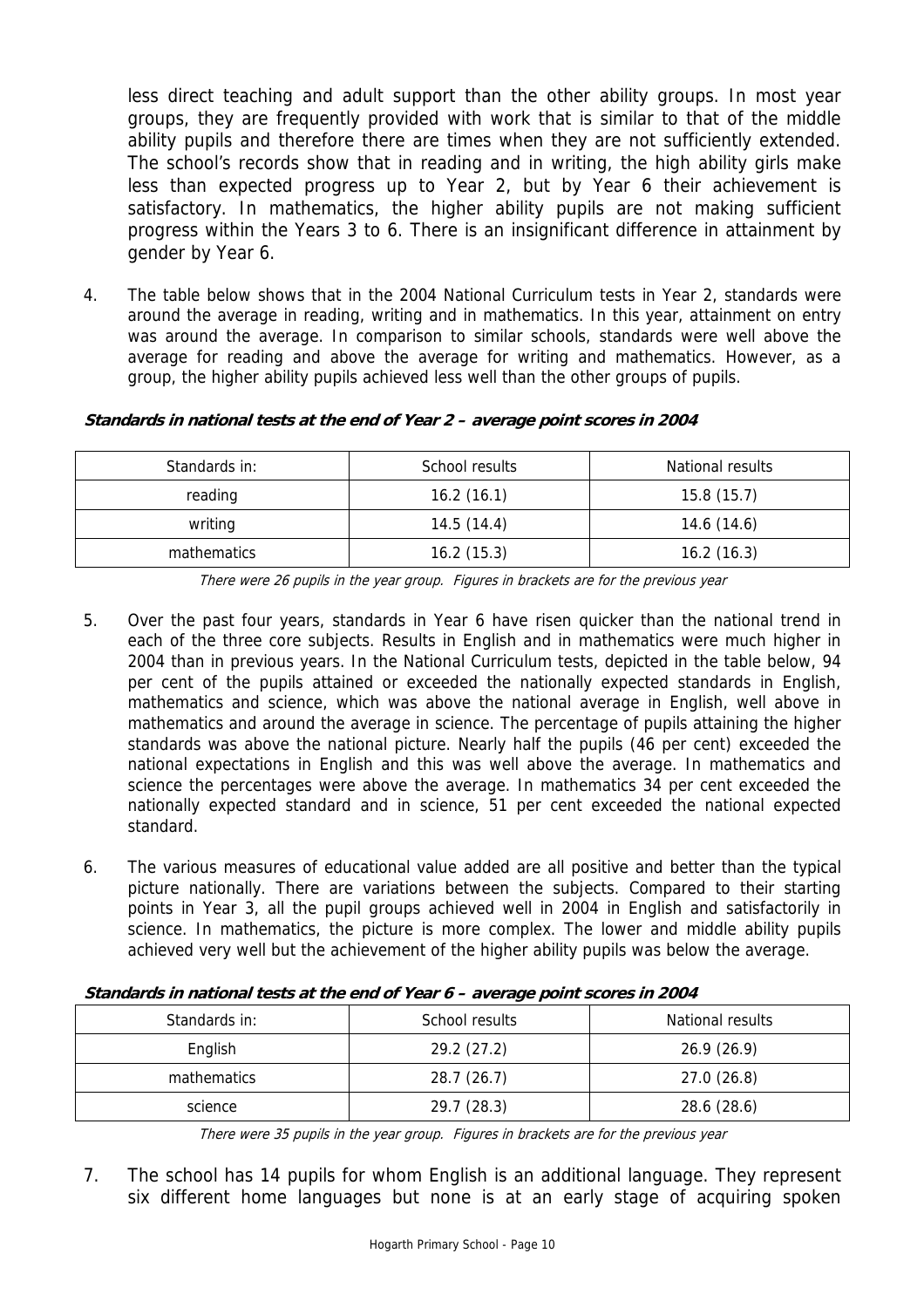less direct teaching and adult support than the other ability groups. In most year groups, they are frequently provided with work that is similar to that of the middle ability pupils and therefore there are times when they are not sufficiently extended. The school's records show that in reading and in writing, the high ability girls make less than expected progress up to Year 2, but by Year 6 their achievement is satisfactory. In mathematics, the higher ability pupils are not making sufficient progress within the Years 3 to 6. There is an insignificant difference in attainment by gender by Year 6.

4. The table below shows that in the 2004 National Curriculum tests in Year 2, standards were around the average in reading, writing and in mathematics. In this year, attainment on entry was around the average. In comparison to similar schools, standards were well above the average for reading and above the average for writing and mathematics. However, as a group, the higher ability pupils achieved less well than the other groups of pupils.

***Standards in national tests at the end of Year 2 – average point scores in 2004***

| Standards in: | School results | National results |
|---|---|---|
| reading | 16.2 (16.1) | 15.8 (15.7) |
| writing | 14.5 (14.4) | 14.6 (14.6) |
| mathematics | 16.2 (15.3) | 16.2 (16.3) |

*There were 26 pupils in the year group. Figures in brackets are for the previous year*

5. Over the past four years, standards in Year 6 have risen quicker than the national trend in each of the three core subjects. Results in English and in mathematics were much higher in 2004 than in previous years. In the National Curriculum tests, depicted in the table below, 94 per cent of the pupils attained or exceeded the nationally expected standards in English, mathematics and science, which was above the national average in English, well above in mathematics and around the average in science. The percentage of pupils attaining the higher standards was above the national picture. Nearly half the pupils (46 per cent) exceeded the national expectations in English and this was well above the average. In mathematics and science the percentages were above the average. In mathematics 34 per cent exceeded the nationally expected standard and in science, 51 per cent exceeded the national expected standard.

6. The various measures of educational value added are all positive and better than the typical picture nationally. There are variations between the subjects. Compared to their starting points in Year 3, all the pupil groups achieved well in 2004 in English and satisfactorily in science. In mathematics, the picture is more complex. The lower and middle ability pupils achieved very well but the achievement of the higher ability pupils was below the average.

***Standards in national tests at the end of Year 6 – average point scores in 2004***

| Standards in: | School results | National results |
|---|---|---|
| English | 29.2 (27.2) | 26.9 (26.9) |
| mathematics | 28.7 (26.7) | 27.0 (26.8) |
| science | 29.7 (28.3) | 28.6 (28.6) |

*There were 35 pupils in the year group. Figures in brackets are for the previous year*

7. The school has 14 pupils for whom English is an additional language. They represent six different home languages but none is at an early stage of acquiring spoken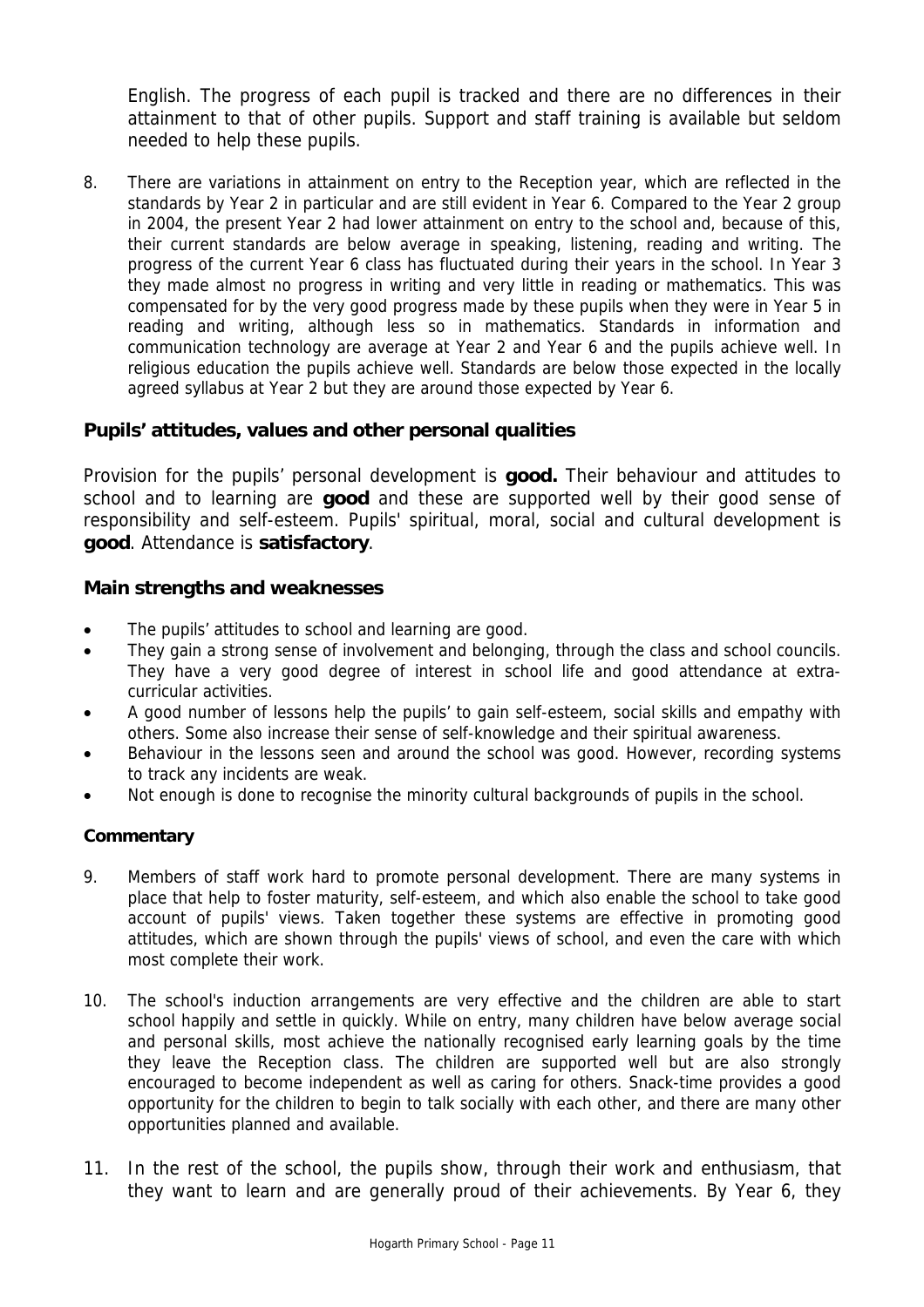English. The progress of each pupil is tracked and there are no differences in their attainment to that of other pupils. Support and staff training is available but seldom needed to help these pupils.

8. There are variations in attainment on entry to the Reception year, which are reflected in the standards by Year 2 in particular and are still evident in Year 6. Compared to the Year 2 group in 2004, the present Year 2 had lower attainment on entry to the school and, because of this, their current standards are below average in speaking, listening, reading and writing. The progress of the current Year 6 class has fluctuated during their years in the school. In Year 3 they made almost no progress in writing and very little in reading or mathematics. This was compensated for by the very good progress made by these pupils when they were in Year 5 in reading and writing, although less so in mathematics. Standards in information and communication technology are average at Year 2 and Year 6 and the pupils achieve well. In religious education the pupils achieve well. Standards are below those expected in the locally agreed syllabus at Year 2 but they are around those expected by Year 6.

### Pupils' attitudes, values and other personal qualities

Provision for the pupils' personal development is **good.** Their behaviour and attitudes to school and to learning are **good** and these are supported well by their good sense of responsibility and self-esteem. Pupils' spiritual, moral, social and cultural development is **good**. Attendance is **satisfactory**.

### Main strengths and weaknesses

- The pupils' attitudes to school and learning are good.
- They gain a strong sense of involvement and belonging, through the class and school councils. They have a very good degree of interest in school life and good attendance at extra-curricular activities.
- A good number of lessons help the pupils' to gain self-esteem, social skills and empathy with others. Some also increase their sense of self-knowledge and their spiritual awareness.
- Behaviour in the lessons seen and around the school was good. However, recording systems to track any incidents are weak.
- Not enough is done to recognise the minority cultural backgrounds of pupils in the school.

#### Commentary

9. Members of staff work hard to promote personal development. There are many systems in place that help to foster maturity, self-esteem, and which also enable the school to take good account of pupils' views. Taken together these systems are effective in promoting good attitudes, which are shown through the pupils' views of school, and even the care with which most complete their work.

10. The school's induction arrangements are very effective and the children are able to start school happily and settle in quickly. While on entry, many children have below average social and personal skills, most achieve the nationally recognised early learning goals by the time they leave the Reception class. The children are supported well but are also strongly encouraged to become independent as well as caring for others. Snack-time provides a good opportunity for the children to begin to talk socially with each other, and there are many other opportunities planned and available.

11. In the rest of the school, the pupils show, through their work and enthusiasm, that they want to learn and are generally proud of their achievements. By Year 6, they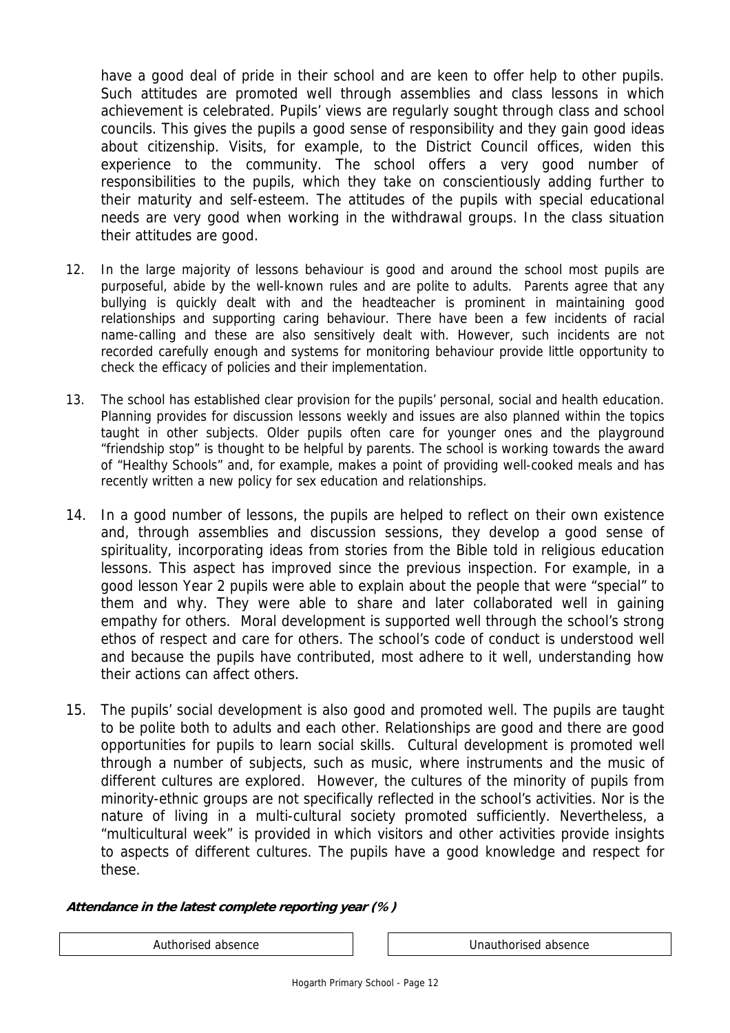have a good deal of pride in their school and are keen to offer help to other pupils. Such attitudes are promoted well through assemblies and class lessons in which achievement is celebrated. Pupils' views are regularly sought through class and school councils. This gives the pupils a good sense of responsibility and they gain good ideas about citizenship. Visits, for example, to the District Council offices, widen this experience to the community. The school offers a very good number of responsibilities to the pupils, which they take on conscientiously adding further to their maturity and self-esteem. The attitudes of the pupils with special educational needs are very good when working in the withdrawal groups. In the class situation their attitudes are good.

12. In the large majority of lessons behaviour is good and around the school most pupils are purposeful, abide by the well-known rules and are polite to adults. Parents agree that any bullying is quickly dealt with and the headteacher is prominent in maintaining good relationships and supporting caring behaviour. There have been a few incidents of racial name-calling and these are also sensitively dealt with. However, such incidents are not recorded carefully enough and systems for monitoring behaviour provide little opportunity to check the efficacy of policies and their implementation.

13. The school has established clear provision for the pupils' personal, social and health education. Planning provides for discussion lessons weekly and issues are also planned within the topics taught in other subjects. Older pupils often care for younger ones and the playground "friendship stop" is thought to be helpful by parents. The school is working towards the award of "Healthy Schools" and, for example, makes a point of providing well-cooked meals and has recently written a new policy for sex education and relationships.

14. In a good number of lessons, the pupils are helped to reflect on their own existence and, through assemblies and discussion sessions, they develop a good sense of spirituality, incorporating ideas from stories from the Bible told in religious education lessons. This aspect has improved since the previous inspection. For example, in a good lesson Year 2 pupils were able to explain about the people that were "special" to them and why. They were able to share and later collaborated well in gaining empathy for others. Moral development is supported well through the school's strong ethos of respect and care for others. The school's code of conduct is understood well and because the pupils have contributed, most adhere to it well, understanding how their actions can affect others.

15. The pupils' social development is also good and promoted well. The pupils are taught to be polite both to adults and each other. Relationships are good and there are good opportunities for pupils to learn social skills. Cultural development is promoted well through a number of subjects, such as music, where instruments and the music of different cultures are explored. However, the cultures of the minority of pupils from minority-ethnic groups are not specifically reflected in the school's activities. Nor is the nature of living in a multi-cultural society promoted sufficiently. Nevertheless, a "multicultural week" is provided in which visitors and other activities provide insights to aspects of different cultures. The pupils have a good knowledge and respect for these.

**Attendance in the latest complete reporting year (%)**

| Authorised absence | Unauthorised absence |
|---|---|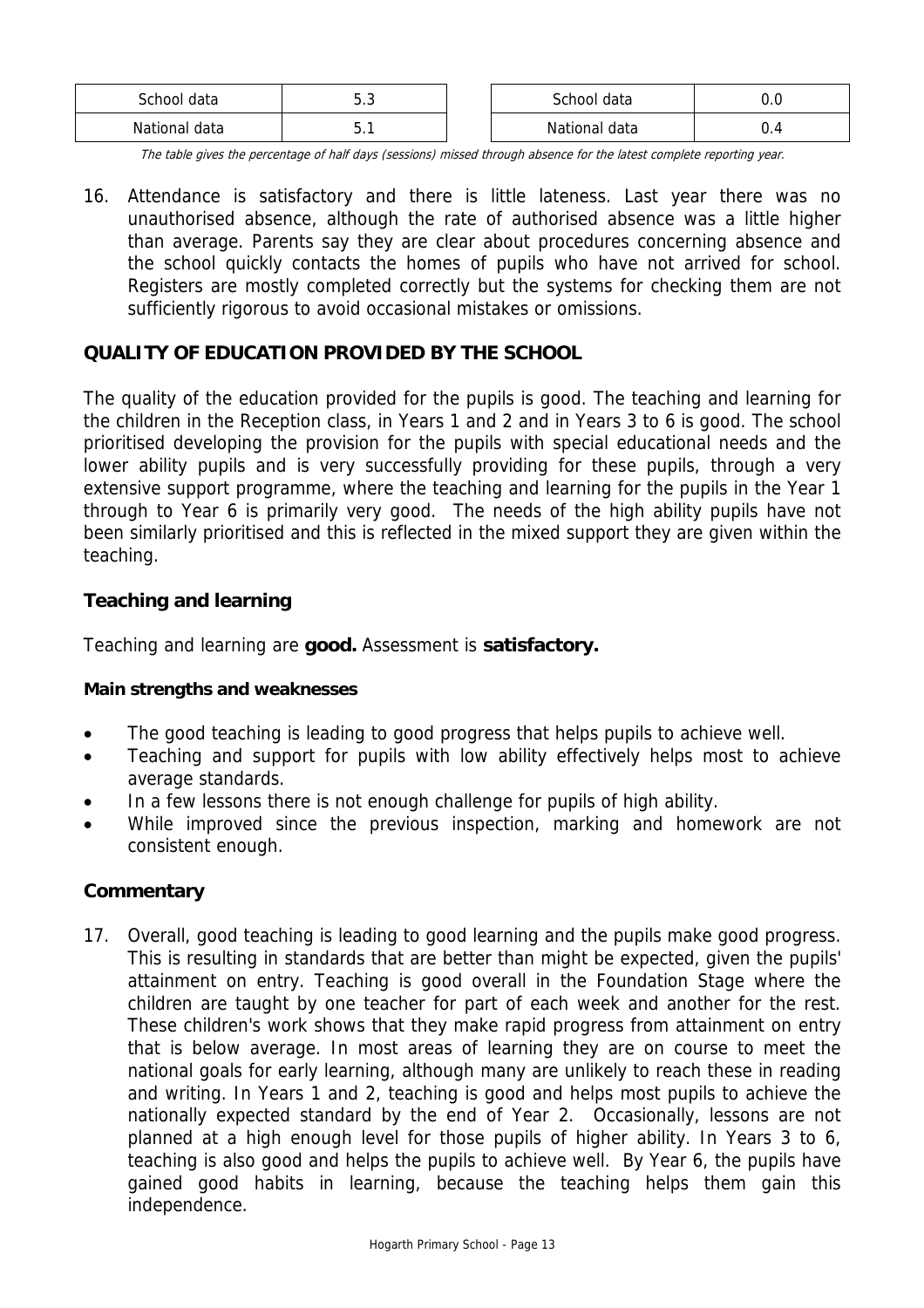| School data | 5.3 |
|---|---|
| National data | 5.1 |

| School data | 0.0 |
|---|---|
| National data | 0.4 |

*The table gives the percentage of half days (sessions) missed through absence for the latest complete reporting year.*

16. Attendance is satisfactory and there is little lateness. Last year there was no unauthorised absence, although the rate of authorised absence was a little higher than average. Parents say they are clear about procedures concerning absence and the school quickly contacts the homes of pupils who have not arrived for school. Registers are mostly completed correctly but the systems for checking them are not sufficiently rigorous to avoid occasional mistakes or omissions.

## QUALITY OF EDUCATION PROVIDED BY THE SCHOOL

The quality of the education provided for the pupils is good. The teaching and learning for the children in the Reception class, in Years 1 and 2 and in Years 3 to 6 is good. The school prioritised developing the provision for the pupils with special educational needs and the lower ability pupils and is very successfully providing for these pupils, through a very extensive support programme, where the teaching and learning for the pupils in the Year 1 through to Year 6 is primarily very good. The needs of the high ability pupils have not been similarly prioritised and this is reflected in the mixed support they are given within the teaching.

### Teaching and learning

Teaching and learning are **good.** Assessment is **satisfactory.**

#### Main strengths and weaknesses

- The good teaching is leading to good progress that helps pupils to achieve well.
- Teaching and support for pupils with low ability effectively helps most to achieve average standards.
- In a few lessons there is not enough challenge for pupils of high ability.
- While improved since the previous inspection, marking and homework are not consistent enough.

### Commentary

17. Overall, good teaching is leading to good learning and the pupils make good progress. This is resulting in standards that are better than might be expected, given the pupils' attainment on entry. Teaching is good overall in the Foundation Stage where the children are taught by one teacher for part of each week and another for the rest. These children's work shows that they make rapid progress from attainment on entry that is below average. In most areas of learning they are on course to meet the national goals for early learning, although many are unlikely to reach these in reading and writing. In Years 1 and 2, teaching is good and helps most pupils to achieve the nationally expected standard by the end of Year 2. Occasionally, lessons are not planned at a high enough level for those pupils of higher ability. In Years 3 to 6, teaching is also good and helps the pupils to achieve well. By Year 6, the pupils have gained good habits in learning, because the teaching helps them gain this independence.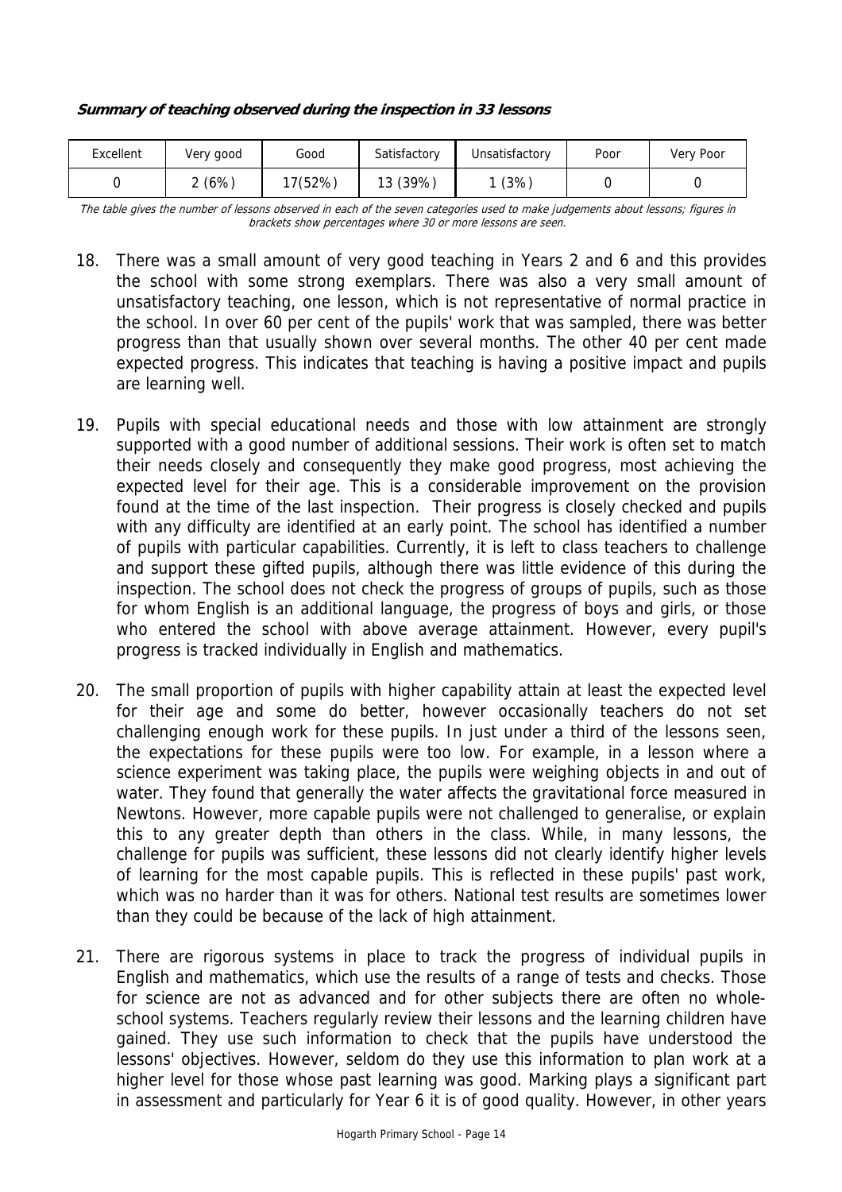**Summary of teaching observed during the inspection in 33 lessons**

| Excellent | Very good | Good | Satisfactory | Unsatisfactory | Poor | Very Poor |
|---|---|---|---|---|---|---|
| 0 | 2 (6%) | 17(52%) | 13 (39%) | 1 (3%) | 0 | 0 |

*The table gives the number of lessons observed in each of the seven categories used to make judgements about lessons; figures in brackets show percentages where 30 or more lessons are seen.*

18. There was a small amount of very good teaching in Years 2 and 6 and this provides the school with some strong exemplars. There was also a very small amount of unsatisfactory teaching, one lesson, which is not representative of normal practice in the school. In over 60 per cent of the pupils' work that was sampled, there was better progress than that usually shown over several months. The other 40 per cent made expected progress. This indicates that teaching is having a positive impact and pupils are learning well.

19. Pupils with special educational needs and those with low attainment are strongly supported with a good number of additional sessions. Their work is often set to match their needs closely and consequently they make good progress, most achieving the expected level for their age. This is a considerable improvement on the provision found at the time of the last inspection. Their progress is closely checked and pupils with any difficulty are identified at an early point. The school has identified a number of pupils with particular capabilities. Currently, it is left to class teachers to challenge and support these gifted pupils, although there was little evidence of this during the inspection. The school does not check the progress of groups of pupils, such as those for whom English is an additional language, the progress of boys and girls, or those who entered the school with above average attainment. However, every pupil's progress is tracked individually in English and mathematics.

20. The small proportion of pupils with higher capability attain at least the expected level for their age and some do better, however occasionally teachers do not set challenging enough work for these pupils. In just under a third of the lessons seen, the expectations for these pupils were too low. For example, in a lesson where a science experiment was taking place, the pupils were weighing objects in and out of water. They found that generally the water affects the gravitational force measured in Newtons. However, more capable pupils were not challenged to generalise, or explain this to any greater depth than others in the class. While, in many lessons, the challenge for pupils was sufficient, these lessons did not clearly identify higher levels of learning for the most capable pupils. This is reflected in these pupils' past work, which was no harder than it was for others. National test results are sometimes lower than they could be because of the lack of high attainment.

21. There are rigorous systems in place to track the progress of individual pupils in English and mathematics, which use the results of a range of tests and checks. Those for science are not as advanced and for other subjects there are often no whole-school systems. Teachers regularly review their lessons and the learning children have gained. They use such information to check that the pupils have understood the lessons' objectives. However, seldom do they use this information to plan work at a higher level for those whose past learning was good. Marking plays a significant part in assessment and particularly for Year 6 it is of good quality. However, in other years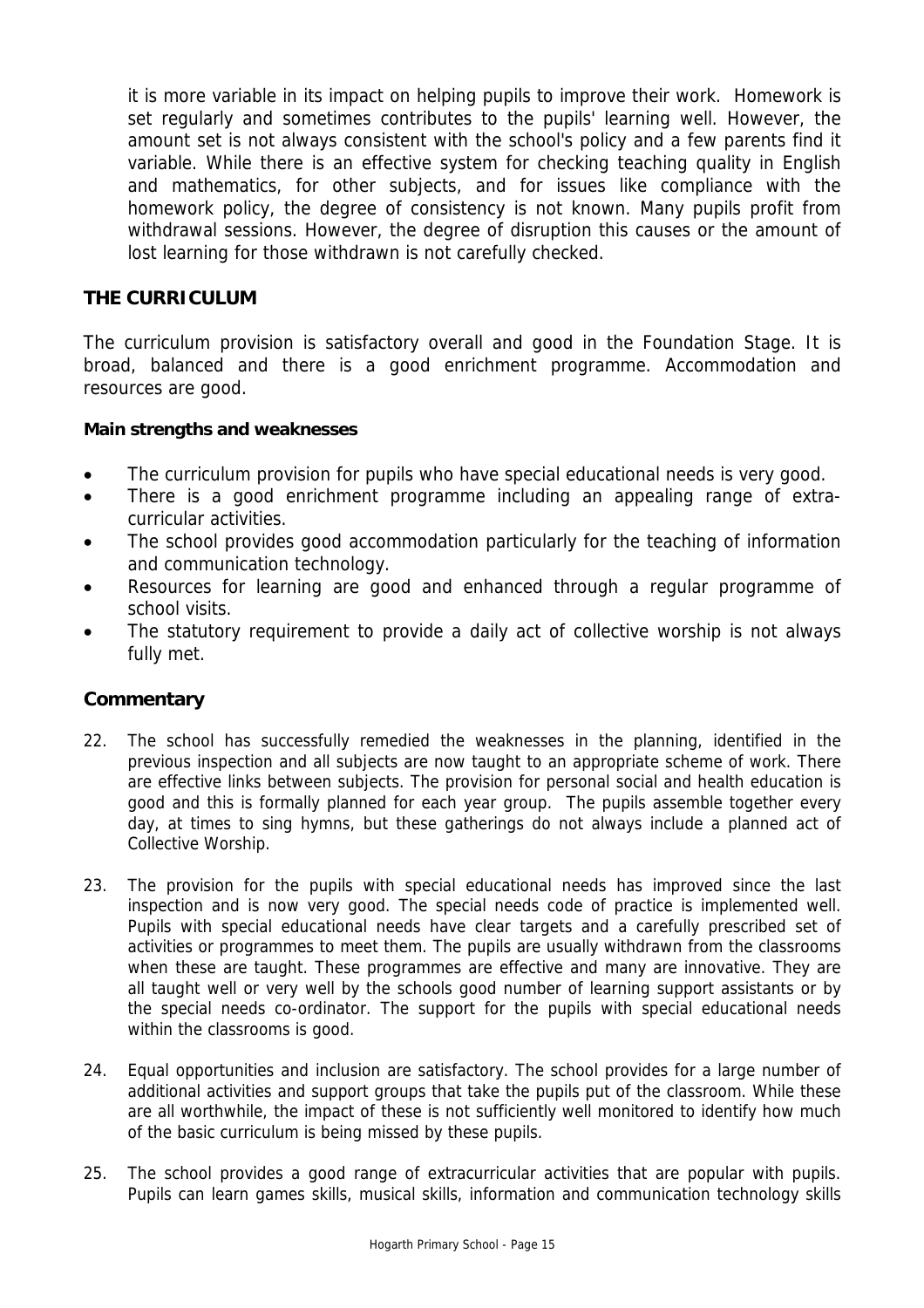it is more variable in its impact on helping pupils to improve their work. Homework is set regularly and sometimes contributes to the pupils' learning well. However, the amount set is not always consistent with the school's policy and a few parents find it variable. While there is an effective system for checking teaching quality in English and mathematics, for other subjects, and for issues like compliance with the homework policy, the degree of consistency is not known. Many pupils profit from withdrawal sessions. However, the degree of disruption this causes or the amount of lost learning for those withdrawn is not carefully checked.

## THE CURRICULUM

The curriculum provision is satisfactory overall and good in the Foundation Stage. It is broad, balanced and there is a good enrichment programme. Accommodation and resources are good.

**Main strengths and weaknesses**

- The curriculum provision for pupils who have special educational needs is very good.
- There is a good enrichment programme including an appealing range of extra-curricular activities.
- The school provides good accommodation particularly for the teaching of information and communication technology.
- Resources for learning are good and enhanced through a regular programme of school visits.
- The statutory requirement to provide a daily act of collective worship is not always fully met.

### Commentary

22. The school has successfully remedied the weaknesses in the planning, identified in the previous inspection and all subjects are now taught to an appropriate scheme of work. There are effective links between subjects. The provision for personal social and health education is good and this is formally planned for each year group. The pupils assemble together every day, at times to sing hymns, but these gatherings do not always include a planned act of Collective Worship.

23. The provision for the pupils with special educational needs has improved since the last inspection and is now very good. The special needs code of practice is implemented well. Pupils with special educational needs have clear targets and a carefully prescribed set of activities or programmes to meet them. The pupils are usually withdrawn from the classrooms when these are taught. These programmes are effective and many are innovative. They are all taught well or very well by the schools good number of learning support assistants or by the special needs co-ordinator. The support for the pupils with special educational needs within the classrooms is good.

24. Equal opportunities and inclusion are satisfactory. The school provides for a large number of additional activities and support groups that take the pupils put of the classroom. While these are all worthwhile, the impact of these is not sufficiently well monitored to identify how much of the basic curriculum is being missed by these pupils.

25. The school provides a good range of extracurricular activities that are popular with pupils. Pupils can learn games skills, musical skills, information and communication technology skills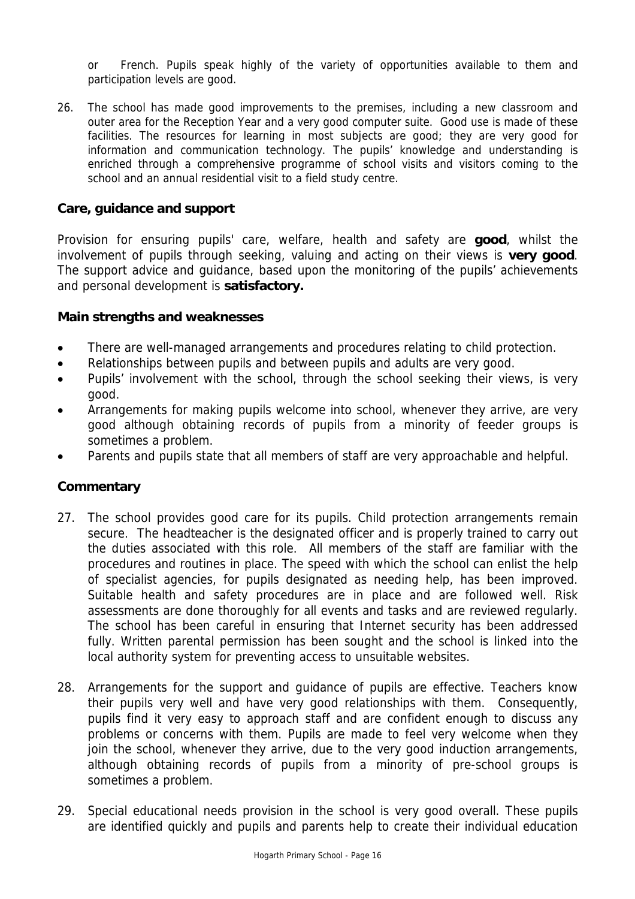or French. Pupils speak highly of the variety of opportunities available to them and participation levels are good.

26. The school has made good improvements to the premises, including a new classroom and outer area for the Reception Year and a very good computer suite. Good use is made of these facilities. The resources for learning in most subjects are good; they are very good for information and communication technology. The pupils' knowledge and understanding is enriched through a comprehensive programme of school visits and visitors coming to the school and an annual residential visit to a field study centre.

## Care, guidance and support

Provision for ensuring pupils' care, welfare, health and safety are **good**, whilst the involvement of pupils through seeking, valuing and acting on their views is **very good**. The support advice and guidance, based upon the monitoring of the pupils' achievements and personal development is **satisfactory.**

### Main strengths and weaknesses

- There are well-managed arrangements and procedures relating to child protection.
- Relationships between pupils and between pupils and adults are very good.
- Pupils' involvement with the school, through the school seeking their views, is very good.
- Arrangements for making pupils welcome into school, whenever they arrive, are very good although obtaining records of pupils from a minority of feeder groups is sometimes a problem.
- Parents and pupils state that all members of staff are very approachable and helpful.

### Commentary

27. The school provides good care for its pupils. Child protection arrangements remain secure. The headteacher is the designated officer and is properly trained to carry out the duties associated with this role. All members of the staff are familiar with the procedures and routines in place. The speed with which the school can enlist the help of specialist agencies, for pupils designated as needing help, has been improved. Suitable health and safety procedures are in place and are followed well. Risk assessments are done thoroughly for all events and tasks and are reviewed regularly. The school has been careful in ensuring that Internet security has been addressed fully. Written parental permission has been sought and the school is linked into the local authority system for preventing access to unsuitable websites.

28. Arrangements for the support and guidance of pupils are effective. Teachers know their pupils very well and have very good relationships with them. Consequently, pupils find it very easy to approach staff and are confident enough to discuss any problems or concerns with them. Pupils are made to feel very welcome when they join the school, whenever they arrive, due to the very good induction arrangements, although obtaining records of pupils from a minority of pre-school groups is sometimes a problem.

29. Special educational needs provision in the school is very good overall. These pupils are identified quickly and pupils and parents help to create their individual education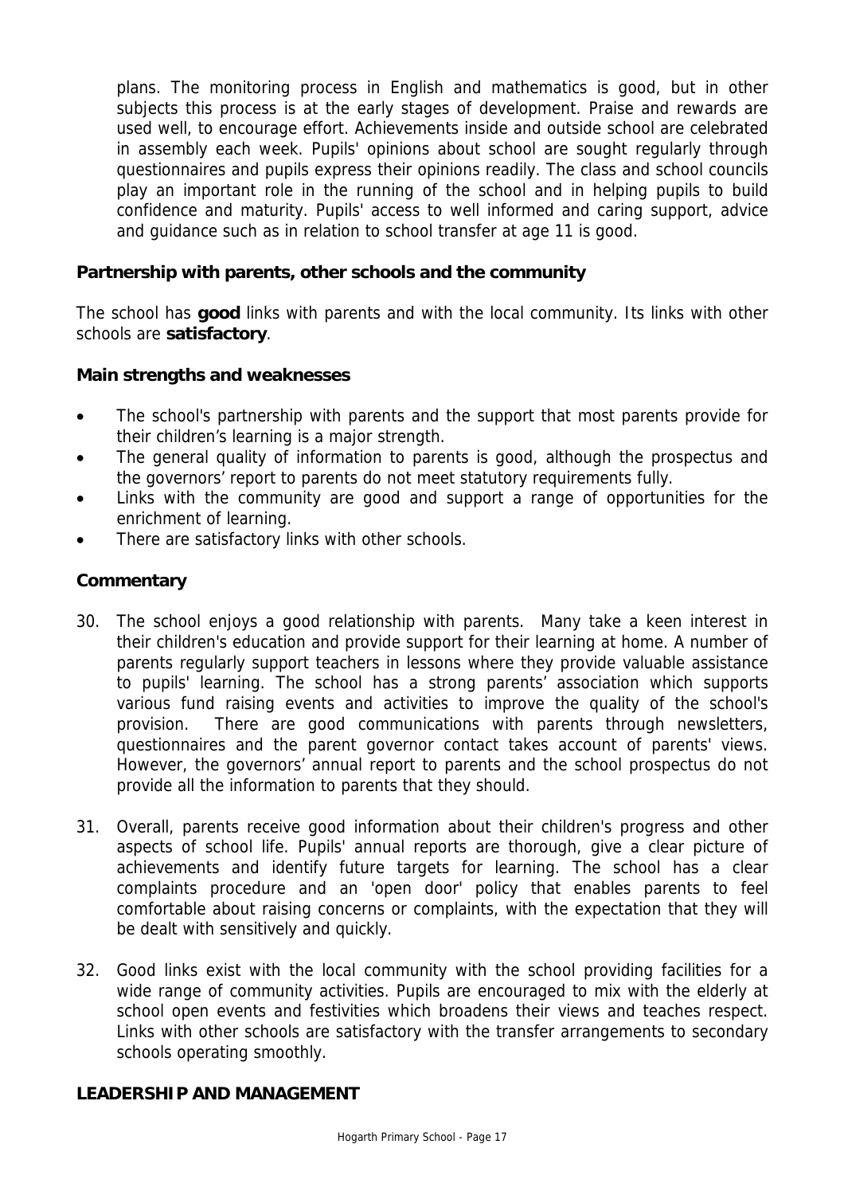plans. The monitoring process in English and mathematics is good, but in other subjects this process is at the early stages of development. Praise and rewards are used well, to encourage effort. Achievements inside and outside school are celebrated in assembly each week. Pupils' opinions about school are sought regularly through questionnaires and pupils express their opinions readily. The class and school councils play an important role in the running of the school and in helping pupils to build confidence and maturity. Pupils' access to well informed and caring support, advice and guidance such as in relation to school transfer at age 11 is good.

### Partnership with parents, other schools and the community

The school has **good** links with parents and with the local community. Its links with other schools are **satisfactory**.

#### Main strengths and weaknesses

- The school's partnership with parents and the support that most parents provide for their children's learning is a major strength.
- The general quality of information to parents is good, although the prospectus and the governors' report to parents do not meet statutory requirements fully.
- Links with the community are good and support a range of opportunities for the enrichment of learning.
- There are satisfactory links with other schools.

#### Commentary

30. The school enjoys a good relationship with parents. Many take a keen interest in their children's education and provide support for their learning at home. A number of parents regularly support teachers in lessons where they provide valuable assistance to pupils' learning. The school has a strong parents' association which supports various fund raising events and activities to improve the quality of the school's provision. There are good communications with parents through newsletters, questionnaires and the parent governor contact takes account of parents' views. However, the governors' annual report to parents and the school prospectus do not provide all the information to parents that they should.

31. Overall, parents receive good information about their children's progress and other aspects of school life. Pupils' annual reports are thorough, give a clear picture of achievements and identify future targets for learning. The school has a clear complaints procedure and an 'open door' policy that enables parents to feel comfortable about raising concerns or complaints, with the expectation that they will be dealt with sensitively and quickly.

32. Good links exist with the local community with the school providing facilities for a wide range of community activities. Pupils are encouraged to mix with the elderly at school open events and festivities which broadens their views and teaches respect. Links with other schools are satisfactory with the transfer arrangements to secondary schools operating smoothly.

## LEADERSHIP AND MANAGEMENT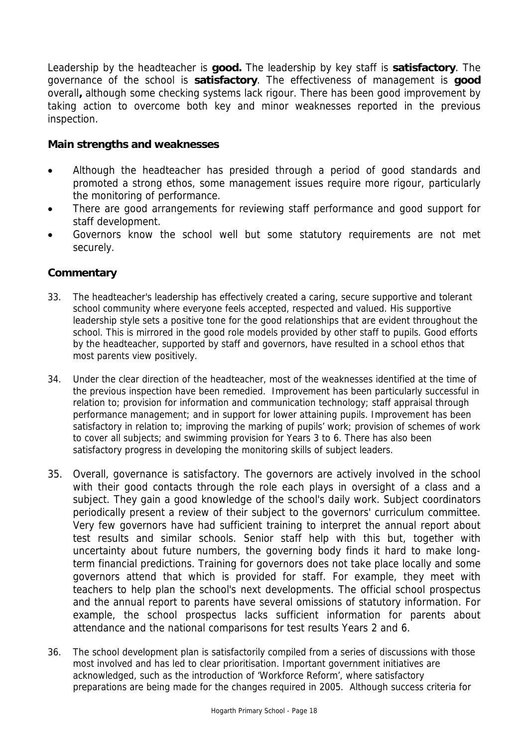Leadership by the headteacher is **good.** The leadership by key staff is **satisfactory**. The governance of the school is **satisfactory**. The effectiveness of management is **good** overall**,** although some checking systems lack rigour. There has been good improvement by taking action to overcome both key and minor weaknesses reported in the previous inspection.

### Main strengths and weaknesses

- Although the headteacher has presided through a period of good standards and promoted a strong ethos, some management issues require more rigour, particularly the monitoring of performance.
- There are good arrangements for reviewing staff performance and good support for staff development.
- Governors know the school well but some statutory requirements are not met securely.

### Commentary

33. The headteacher's leadership has effectively created a caring, secure supportive and tolerant school community where everyone feels accepted, respected and valued. His supportive leadership style sets a positive tone for the good relationships that are evident throughout the school. This is mirrored in the good role models provided by other staff to pupils. Good efforts by the headteacher, supported by staff and governors, have resulted in a school ethos that most parents view positively.

34. Under the clear direction of the headteacher, most of the weaknesses identified at the time of the previous inspection have been remedied. Improvement has been particularly successful in relation to; provision for information and communication technology; staff appraisal through performance management; and in support for lower attaining pupils. Improvement has been satisfactory in relation to; improving the marking of pupils' work; provision of schemes of work to cover all subjects; and swimming provision for Years 3 to 6. There has also been satisfactory progress in developing the monitoring skills of subject leaders.

35. Overall, governance is satisfactory. The governors are actively involved in the school with their good contacts through the role each plays in oversight of a class and a subject. They gain a good knowledge of the school's daily work. Subject coordinators periodically present a review of their subject to the governors' curriculum committee. Very few governors have had sufficient training to interpret the annual report about test results and similar schools. Senior staff help with this but, together with uncertainty about future numbers, the governing body finds it hard to make long-term financial predictions. Training for governors does not take place locally and some governors attend that which is provided for staff. For example, they meet with teachers to help plan the school's next developments. The official school prospectus and the annual report to parents have several omissions of statutory information. For example, the school prospectus lacks sufficient information for parents about attendance and the national comparisons for test results Years 2 and 6.

36. The school development plan is satisfactorily compiled from a series of discussions with those most involved and has led to clear prioritisation. Important government initiatives are acknowledged, such as the introduction of 'Workforce Reform', where satisfactory preparations are being made for the changes required in 2005. Although success criteria for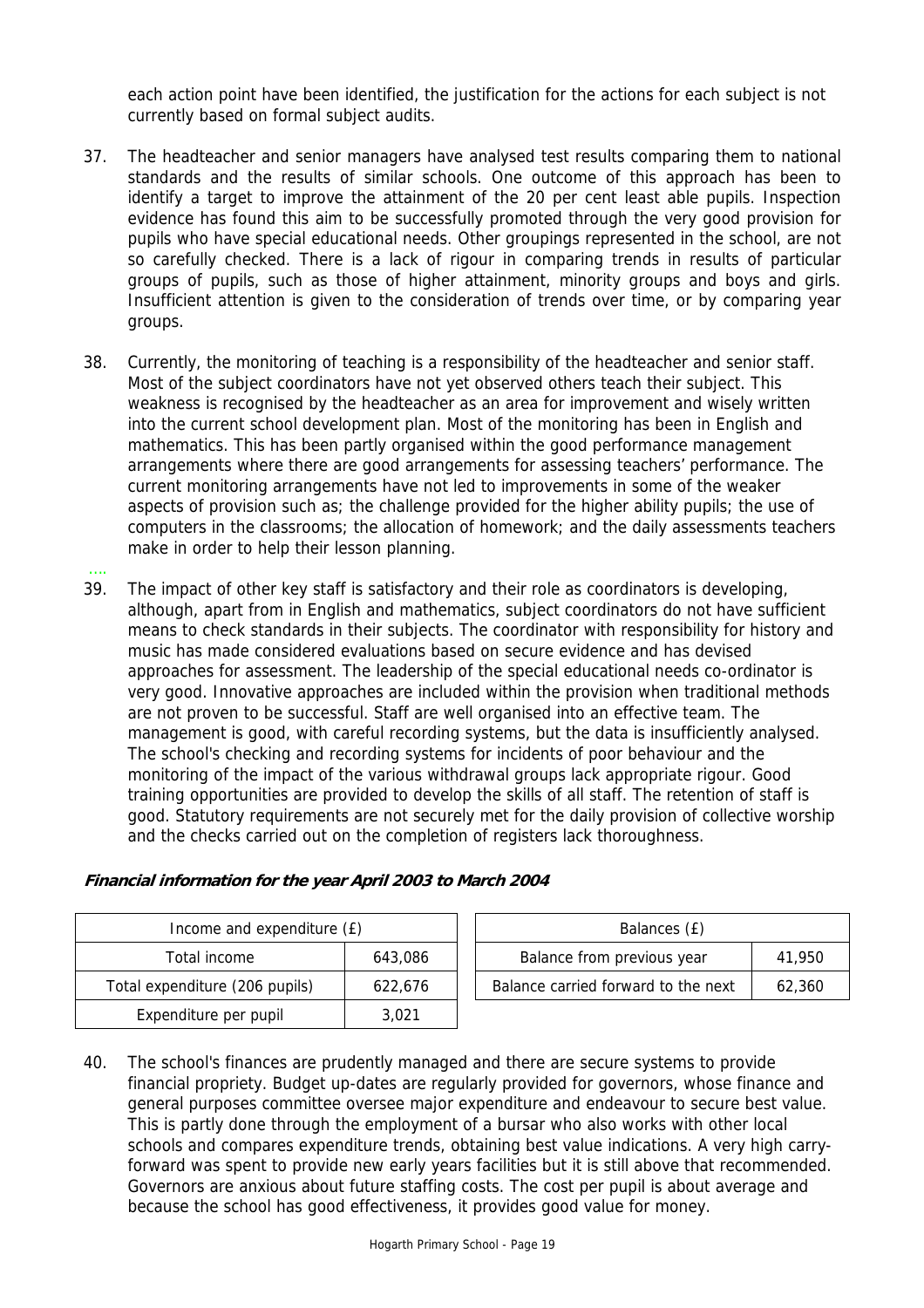each action point have been identified, the justification for the actions for each subject is not currently based on formal subject audits.

37. The headteacher and senior managers have analysed test results comparing them to national standards and the results of similar schools. One outcome of this approach has been to identify a target to improve the attainment of the 20 per cent least able pupils. Inspection evidence has found this aim to be successfully promoted through the very good provision for pupils who have special educational needs. Other groupings represented in the school, are not so carefully checked. There is a lack of rigour in comparing trends in results of particular groups of pupils, such as those of higher attainment, minority groups and boys and girls. Insufficient attention is given to the consideration of trends over time, or by comparing year groups.

38. Currently, the monitoring of teaching is a responsibility of the headteacher and senior staff. Most of the subject coordinators have not yet observed others teach their subject. This weakness is recognised by the headteacher as an area for improvement and wisely written into the current school development plan. Most of the monitoring has been in English and mathematics. This has been partly organised within the good performance management arrangements where there are good arrangements for assessing teachers' performance. The current monitoring arrangements have not led to improvements in some of the weaker aspects of provision such as; the challenge provided for the higher ability pupils; the use of computers in the classrooms; the allocation of homework; and the daily assessments teachers make in order to help their lesson planning.

39. The impact of other key staff is satisfactory and their role as coordinators is developing, although, apart from in English and mathematics, subject coordinators do not have sufficient means to check standards in their subjects. The coordinator with responsibility for history and music has made considered evaluations based on secure evidence and has devised approaches for assessment. The leadership of the special educational needs co-ordinator is very good. Innovative approaches are included within the provision when traditional methods are not proven to be successful. Staff are well organised into an effective team. The management is good, with careful recording systems, but the data is insufficiently analysed. The school's checking and recording systems for incidents of poor behaviour and the monitoring of the impact of the various withdrawal groups lack appropriate rigour. Good training opportunities are provided to develop the skills of all staff. The retention of staff is good. Statutory requirements are not securely met for the daily provision of collective worship and the checks carried out on the completion of registers lack thoroughness.

***Financial information for the year April 2003 to March 2004***

| Income and expenditure (£) | |
|---|---|
| Total income | 643,086 |
| Total expenditure (206 pupils) | 622,676 |
| Expenditure per pupil | 3,021 |

| Balances (£) | |
|---|---|
| Balance from previous year | 41,950 |
| Balance carried forward to the next | 62,360 |

40. The school's finances are prudently managed and there are secure systems to provide financial propriety. Budget up-dates are regularly provided for governors, whose finance and general purposes committee oversee major expenditure and endeavour to secure best value. This is partly done through the employment of a bursar who also works with other local schools and compares expenditure trends, obtaining best value indications. A very high carry-forward was spent to provide new early years facilities but it is still above that recommended. Governors are anxious about future staffing costs. The cost per pupil is about average and because the school has good effectiveness, it provides good value for money.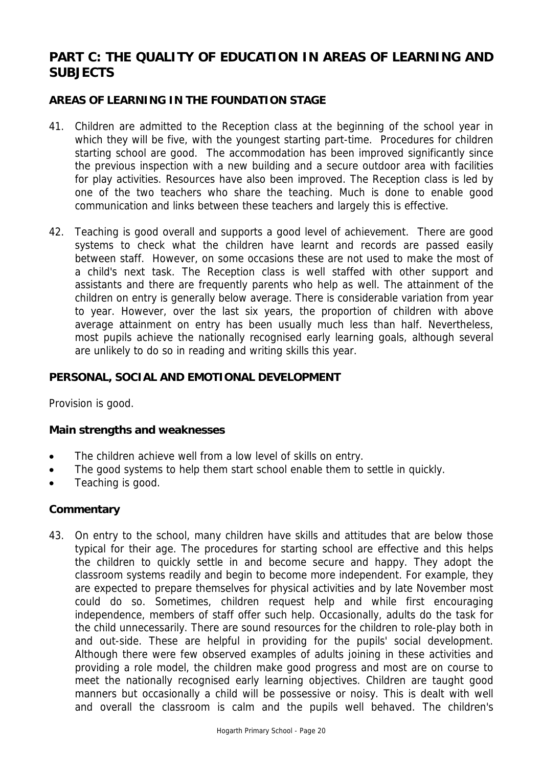# PART C: THE QUALITY OF EDUCATION IN AREAS OF LEARNING AND SUBJECTS

## AREAS OF LEARNING IN THE FOUNDATION STAGE

41. Children are admitted to the Reception class at the beginning of the school year in which they will be five, with the youngest starting part-time. Procedures for children starting school are good. The accommodation has been improved significantly since the previous inspection with a new building and a secure outdoor area with facilities for play activities. Resources have also been improved. The Reception class is led by one of the two teachers who share the teaching. Much is done to enable good communication and links between these teachers and largely this is effective.

42. Teaching is good overall and supports a good level of achievement. There are good systems to check what the children have learnt and records are passed easily between staff. However, on some occasions these are not used to make the most of a child's next task. The Reception class is well staffed with other support and assistants and there are frequently parents who help as well. The attainment of the children on entry is generally below average. There is considerable variation from year to year. However, over the last six years, the proportion of children with above average attainment on entry has been usually much less than half. Nevertheless, most pupils achieve the nationally recognised early learning goals, although several are unlikely to do so in reading and writing skills this year.

## PERSONAL, SOCIAL AND EMOTIONAL DEVELOPMENT

Provision is good.

### Main strengths and weaknesses

- The children achieve well from a low level of skills on entry.
- The good systems to help them start school enable them to settle in quickly.
- Teaching is good.

### Commentary

43. On entry to the school, many children have skills and attitudes that are below those typical for their age. The procedures for starting school are effective and this helps the children to quickly settle in and become secure and happy. They adopt the classroom systems readily and begin to become more independent. For example, they are expected to prepare themselves for physical activities and by late November most could do so. Sometimes, children request help and while first encouraging independence, members of staff offer such help. Occasionally, adults do the task for the child unnecessarily. There are sound resources for the children to role-play both in and out-side. These are helpful in providing for the pupils' social development. Although there were few observed examples of adults joining in these activities and providing a role model, the children make good progress and most are on course to meet the nationally recognised early learning objectives. Children are taught good manners but occasionally a child will be possessive or noisy. This is dealt with well and overall the classroom is calm and the pupils well behaved. The children's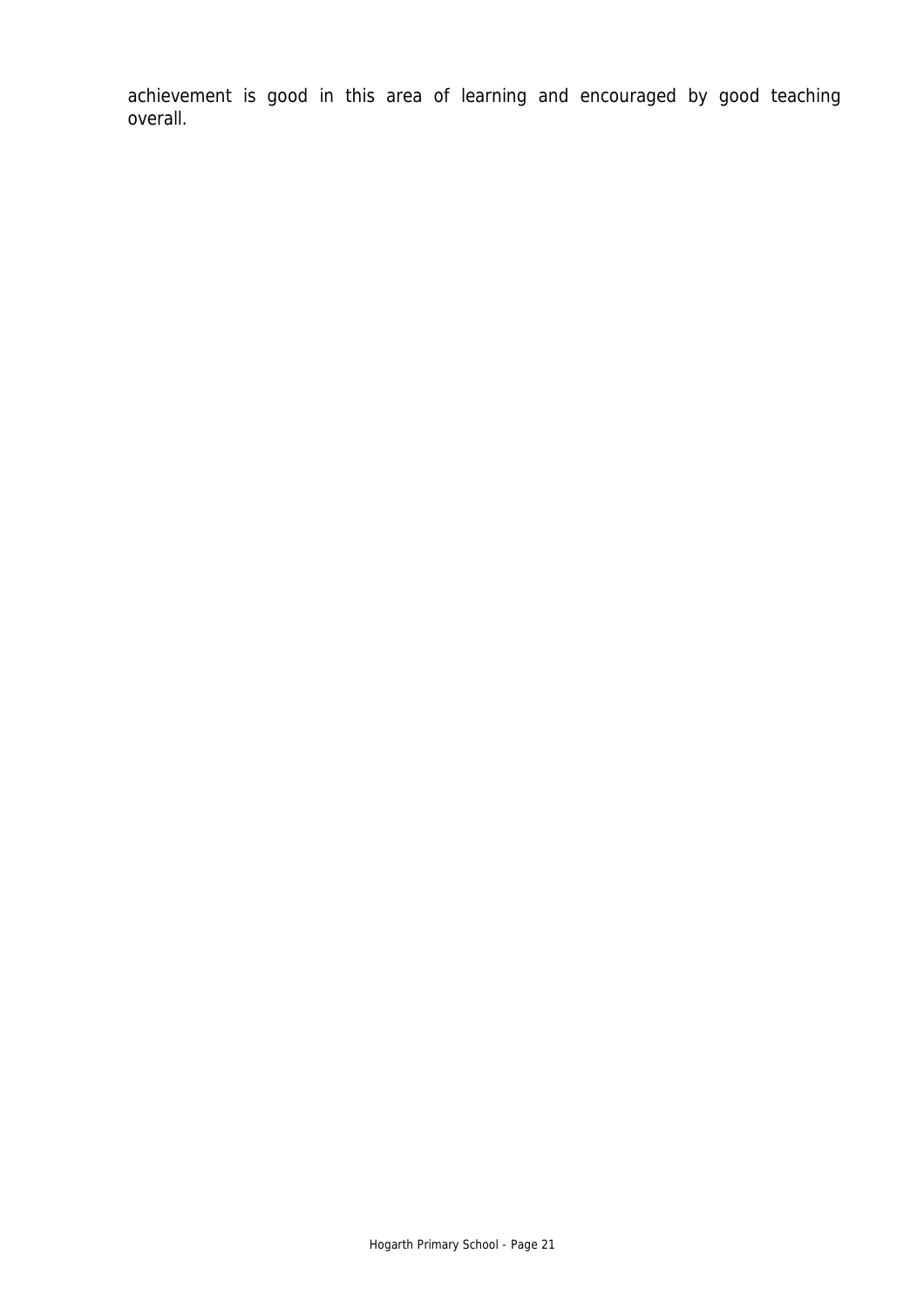achievement is good in this area of learning and encouraged by good teaching overall.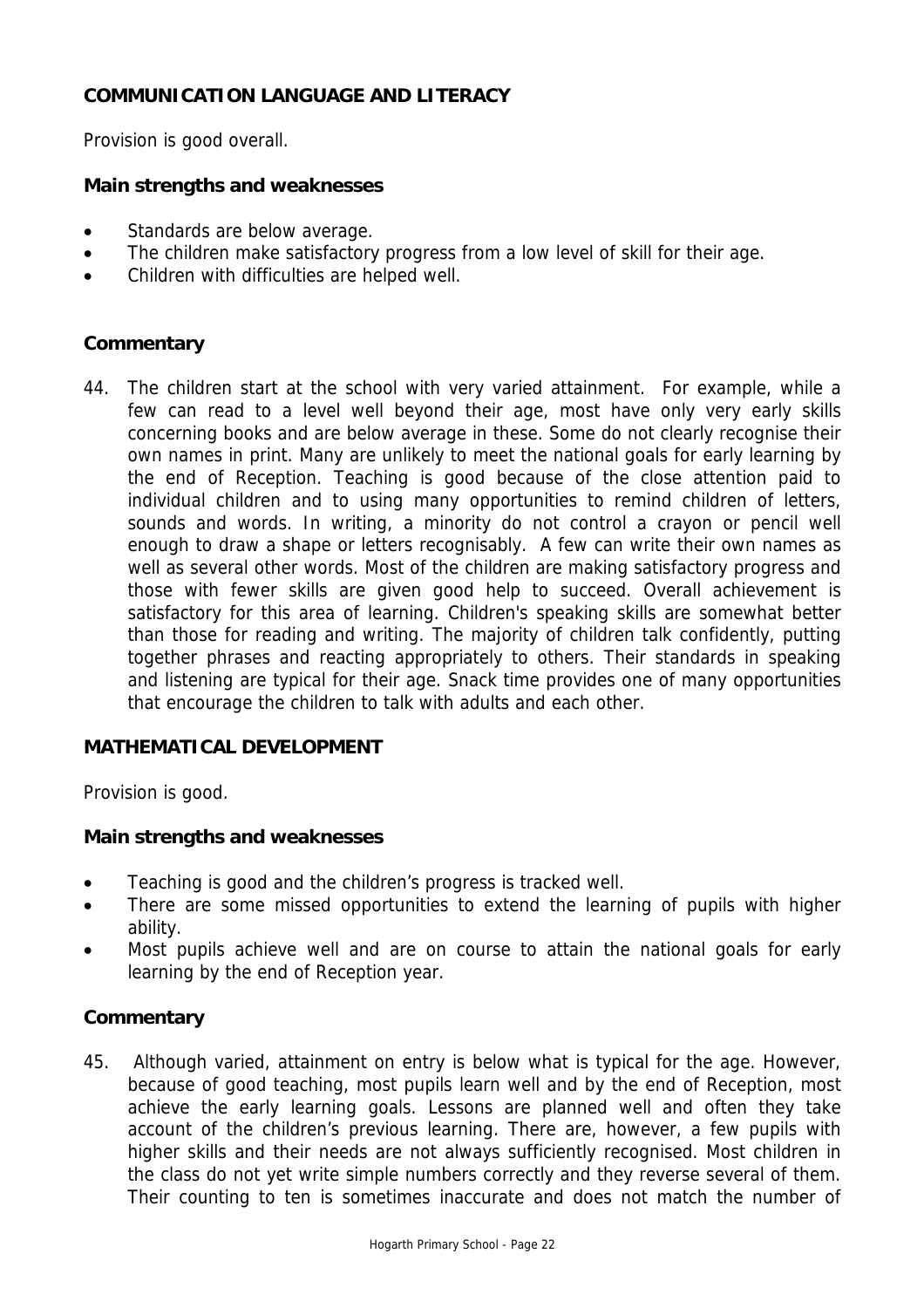## COMMUNICATION LANGUAGE AND LITERACY

Provision is good overall.

### Main strengths and weaknesses

- Standards are below average.
- The children make satisfactory progress from a low level of skill for their age.
- Children with difficulties are helped well.

### Commentary

44. The children start at the school with very varied attainment. For example, while a few can read to a level well beyond their age, most have only very early skills concerning books and are below average in these. Some do not clearly recognise their own names in print. Many are unlikely to meet the national goals for early learning by the end of Reception. Teaching is good because of the close attention paid to individual children and to using many opportunities to remind children of letters, sounds and words. In writing, a minority do not control a crayon or pencil well enough to draw a shape or letters recognisably. A few can write their own names as well as several other words. Most of the children are making satisfactory progress and those with fewer skills are given good help to succeed. Overall achievement is satisfactory for this area of learning. Children's speaking skills are somewhat better than those for reading and writing. The majority of children talk confidently, putting together phrases and reacting appropriately to others. Their standards in speaking and listening are typical for their age. Snack time provides one of many opportunities that encourage the children to talk with adults and each other.

## MATHEMATICAL DEVELOPMENT

Provision is good.

### Main strengths and weaknesses

- Teaching is good and the children's progress is tracked well.
- There are some missed opportunities to extend the learning of pupils with higher ability.
- Most pupils achieve well and are on course to attain the national goals for early learning by the end of Reception year.

### Commentary

45. Although varied, attainment on entry is below what is typical for the age. However, because of good teaching, most pupils learn well and by the end of Reception, most achieve the early learning goals. Lessons are planned well and often they take account of the children's previous learning. There are, however, a few pupils with higher skills and their needs are not always sufficiently recognised. Most children in the class do not yet write simple numbers correctly and they reverse several of them. Their counting to ten is sometimes inaccurate and does not match the number of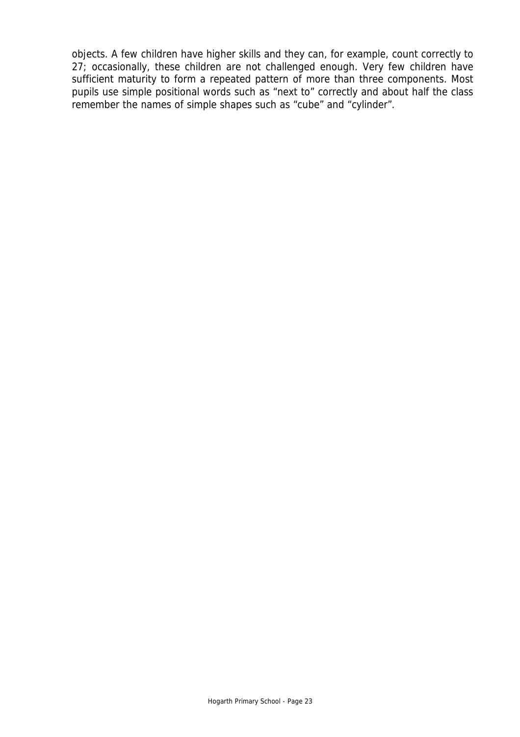objects. A few children have higher skills and they can, for example, count correctly to 27; occasionally, these children are not challenged enough. Very few children have sufficient maturity to form a repeated pattern of more than three components. Most pupils use simple positional words such as "next to" correctly and about half the class remember the names of simple shapes such as "cube" and "cylinder".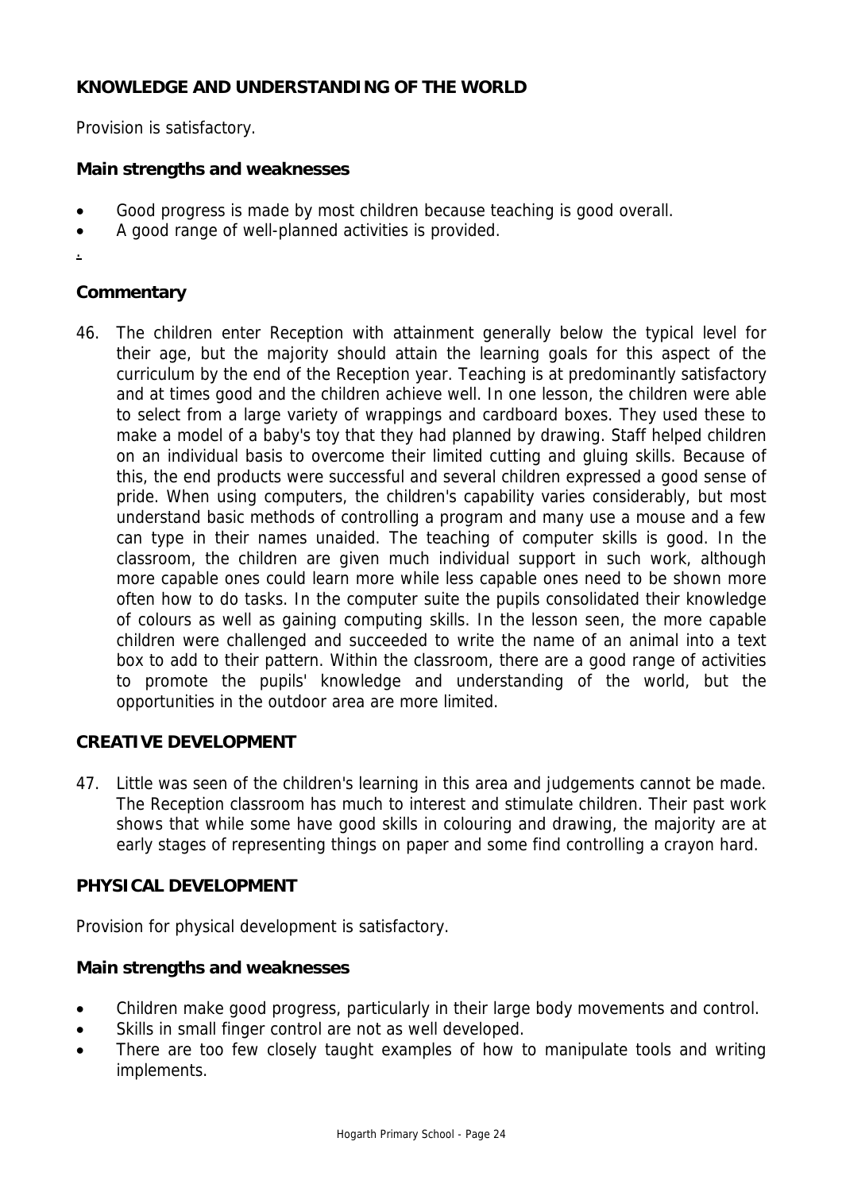**KNOWLEDGE AND UNDERSTANDING OF THE WORLD**

Provision is satisfactory.

**Main strengths and weaknesses**

- Good progress is made by most children because teaching is good overall.
- A good range of well-planned activities is provided.

.

**Commentary**

46. The children enter Reception with attainment generally below the typical level for their age, but the majority should attain the learning goals for this aspect of the curriculum by the end of the Reception year. Teaching is at predominantly satisfactory and at times good and the children achieve well. In one lesson, the children were able to select from a large variety of wrappings and cardboard boxes. They used these to make a model of a baby's toy that they had planned by drawing. Staff helped children on an individual basis to overcome their limited cutting and gluing skills. Because of this, the end products were successful and several children expressed a good sense of pride. When using computers, the children's capability varies considerably, but most understand basic methods of controlling a program and many use a mouse and a few can type in their names unaided. The teaching of computer skills is good. In the classroom, the children are given much individual support in such work, although more capable ones could learn more while less capable ones need to be shown more often how to do tasks. In the computer suite the pupils consolidated their knowledge of colours as well as gaining computing skills. In the lesson seen, the more capable children were challenged and succeeded to write the name of an animal into a text box to add to their pattern. Within the classroom, there are a good range of activities to promote the pupils' knowledge and understanding of the world, but the opportunities in the outdoor area are more limited.

**CREATIVE DEVELOPMENT**

47. Little was seen of the children's learning in this area and judgements cannot be made. The Reception classroom has much to interest and stimulate children. Their past work shows that while some have good skills in colouring and drawing, the majority are at early stages of representing things on paper and some find controlling a crayon hard.

**PHYSICAL DEVELOPMENT**

Provision for physical development is satisfactory.

**Main strengths and weaknesses**

- Children make good progress, particularly in their large body movements and control.
- Skills in small finger control are not as well developed.
- There are too few closely taught examples of how to manipulate tools and writing implements.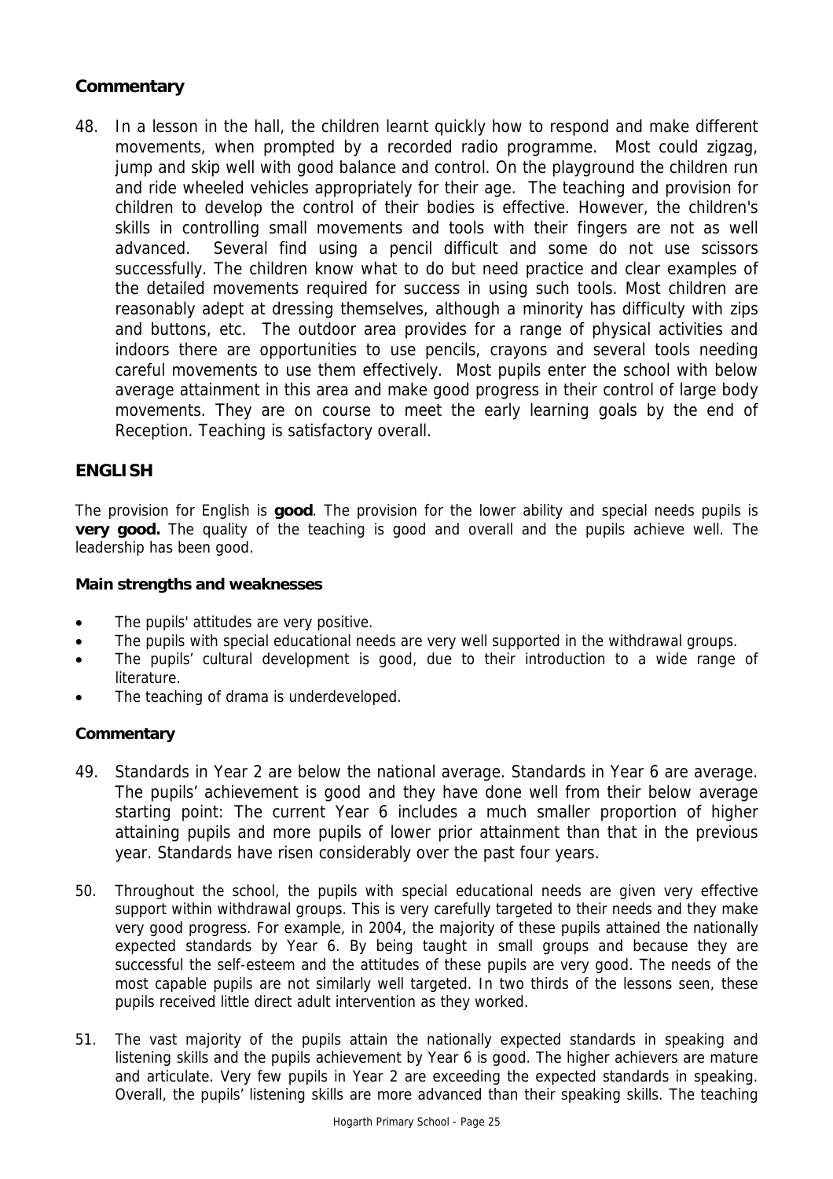## Commentary

48. In a lesson in the hall, the children learnt quickly how to respond and make different movements, when prompted by a recorded radio programme. Most could zigzag, jump and skip well with good balance and control. On the playground the children run and ride wheeled vehicles appropriately for their age. The teaching and provision for children to develop the control of their bodies is effective. However, the children's skills in controlling small movements and tools with their fingers are not as well advanced. Several find using a pencil difficult and some do not use scissors successfully. The children know what to do but need practice and clear examples of the detailed movements required for success in using such tools. Most children are reasonably adept at dressing themselves, although a minority has difficulty with zips and buttons, etc. The outdoor area provides for a range of physical activities and indoors there are opportunities to use pencils, crayons and several tools needing careful movements to use them effectively. Most pupils enter the school with below average attainment in this area and make good progress in their control of large body movements. They are on course to meet the early learning goals by the end of Reception. Teaching is satisfactory overall.

## ENGLISH

The provision for English is **good**. The provision for the lower ability and special needs pupils is **very good.** The quality of the teaching is good and overall and the pupils achieve well. The leadership has been good.

### Main strengths and weaknesses

- The pupils' attitudes are very positive.
- The pupils with special educational needs are very well supported in the withdrawal groups.
- The pupils' cultural development is good, due to their introduction to a wide range of literature.
- The teaching of drama is underdeveloped.

### Commentary

49. Standards in Year 2 are below the national average. Standards in Year 6 are average. The pupils' achievement is good and they have done well from their below average starting point: The current Year 6 includes a much smaller proportion of higher attaining pupils and more pupils of lower prior attainment than that in the previous year. Standards have risen considerably over the past four years.

50. Throughout the school, the pupils with special educational needs are given very effective support within withdrawal groups. This is very carefully targeted to their needs and they make very good progress. For example, in 2004, the majority of these pupils attained the nationally expected standards by Year 6. By being taught in small groups and because they are successful the self-esteem and the attitudes of these pupils are very good. The needs of the most capable pupils are not similarly well targeted. In two thirds of the lessons seen, these pupils received little direct adult intervention as they worked.

51. The vast majority of the pupils attain the nationally expected standards in speaking and listening skills and the pupils achievement by Year 6 is good. The higher achievers are mature and articulate. Very few pupils in Year 2 are exceeding the expected standards in speaking. Overall, the pupils' listening skills are more advanced than their speaking skills. The teaching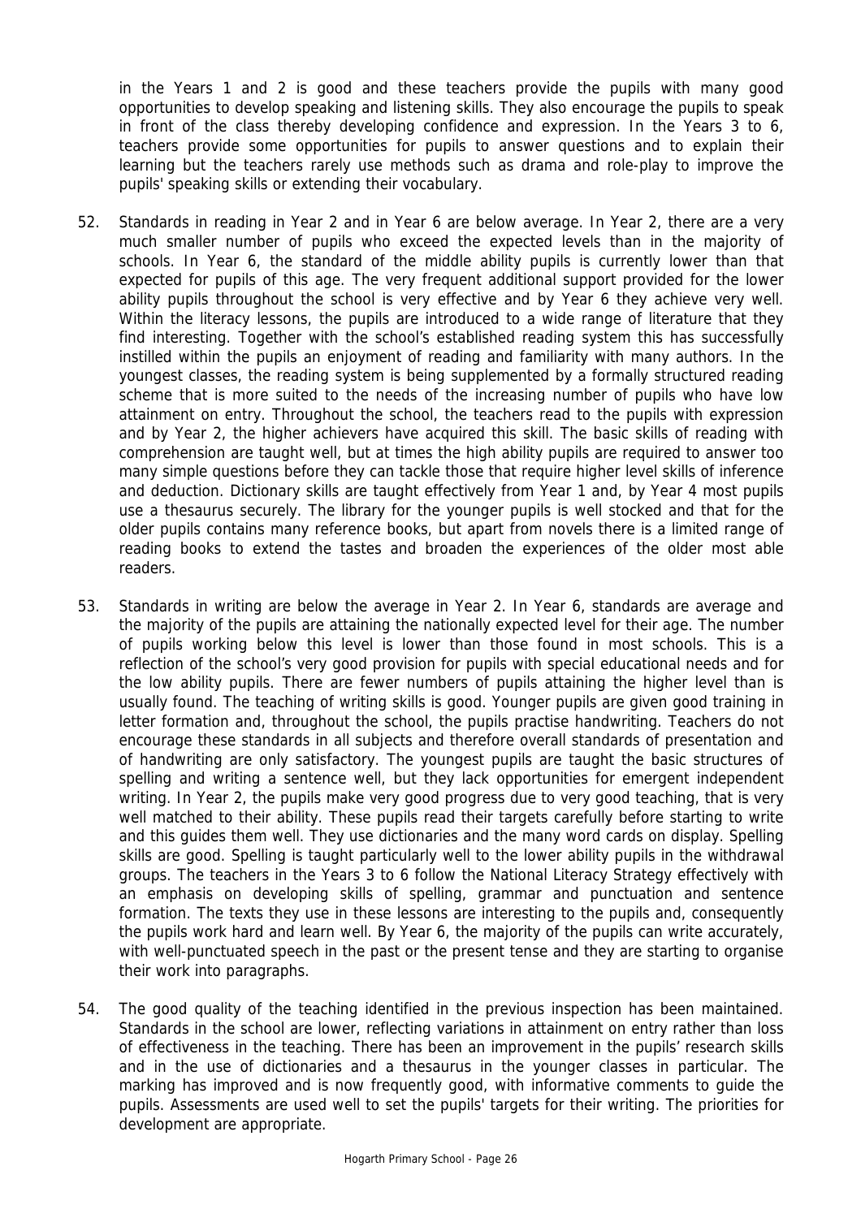in the Years 1 and 2 is good and these teachers provide the pupils with many good opportunities to develop speaking and listening skills. They also encourage the pupils to speak in front of the class thereby developing confidence and expression. In the Years 3 to 6, teachers provide some opportunities for pupils to answer questions and to explain their learning but the teachers rarely use methods such as drama and role-play to improve the pupils' speaking skills or extending their vocabulary.

52. Standards in reading in Year 2 and in Year 6 are below average. In Year 2, there are a very much smaller number of pupils who exceed the expected levels than in the majority of schools. In Year 6, the standard of the middle ability pupils is currently lower than that expected for pupils of this age. The very frequent additional support provided for the lower ability pupils throughout the school is very effective and by Year 6 they achieve very well. Within the literacy lessons, the pupils are introduced to a wide range of literature that they find interesting. Together with the school's established reading system this has successfully instilled within the pupils an enjoyment of reading and familiarity with many authors. In the youngest classes, the reading system is being supplemented by a formally structured reading scheme that is more suited to the needs of the increasing number of pupils who have low attainment on entry. Throughout the school, the teachers read to the pupils with expression and by Year 2, the higher achievers have acquired this skill. The basic skills of reading with comprehension are taught well, but at times the high ability pupils are required to answer too many simple questions before they can tackle those that require higher level skills of inference and deduction. Dictionary skills are taught effectively from Year 1 and, by Year 4 most pupils use a thesaurus securely. The library for the younger pupils is well stocked and that for the older pupils contains many reference books, but apart from novels there is a limited range of reading books to extend the tastes and broaden the experiences of the older most able readers.

53. Standards in writing are below the average in Year 2. In Year 6, standards are average and the majority of the pupils are attaining the nationally expected level for their age. The number of pupils working below this level is lower than those found in most schools. This is a reflection of the school's very good provision for pupils with special educational needs and for the low ability pupils. There are fewer numbers of pupils attaining the higher level than is usually found. The teaching of writing skills is good. Younger pupils are given good training in letter formation and, throughout the school, the pupils practise handwriting. Teachers do not encourage these standards in all subjects and therefore overall standards of presentation and of handwriting are only satisfactory. The youngest pupils are taught the basic structures of spelling and writing a sentence well, but they lack opportunities for emergent independent writing. In Year 2, the pupils make very good progress due to very good teaching, that is very well matched to their ability. These pupils read their targets carefully before starting to write and this guides them well. They use dictionaries and the many word cards on display. Spelling skills are good. Spelling is taught particularly well to the lower ability pupils in the withdrawal groups. The teachers in the Years 3 to 6 follow the National Literacy Strategy effectively with an emphasis on developing skills of spelling, grammar and punctuation and sentence formation. The texts they use in these lessons are interesting to the pupils and, consequently the pupils work hard and learn well. By Year 6, the majority of the pupils can write accurately, with well-punctuated speech in the past or the present tense and they are starting to organise their work into paragraphs.

54. The good quality of the teaching identified in the previous inspection has been maintained. Standards in the school are lower, reflecting variations in attainment on entry rather than loss of effectiveness in the teaching. There has been an improvement in the pupils' research skills and in the use of dictionaries and a thesaurus in the younger classes in particular. The marking has improved and is now frequently good, with informative comments to guide the pupils. Assessments are used well to set the pupils' targets for their writing. The priorities for development are appropriate.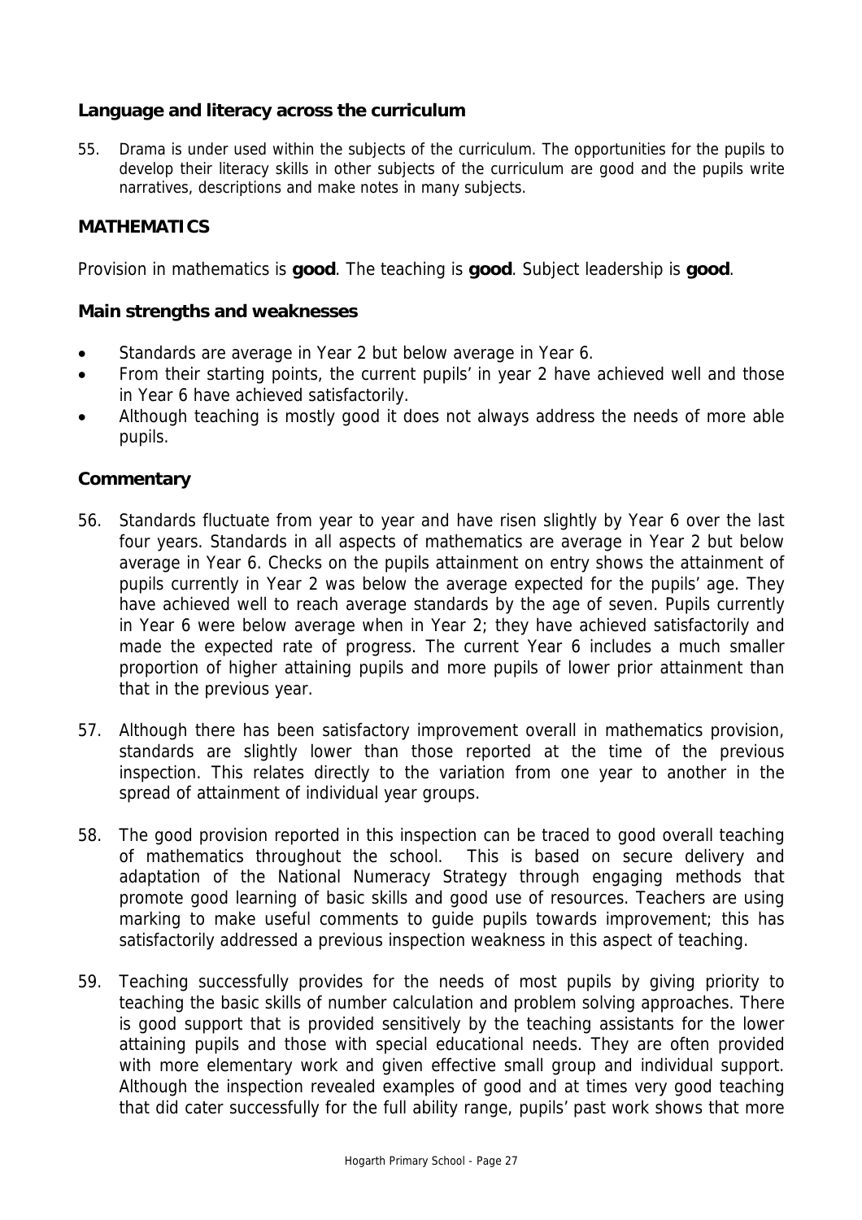### Language and literacy across the curriculum

55. Drama is under used within the subjects of the curriculum. The opportunities for the pupils to develop their literacy skills in other subjects of the curriculum are good and the pupils write narratives, descriptions and make notes in many subjects.

## MATHEMATICS

Provision in mathematics is **good**. The teaching is **good**. Subject leadership is **good**.

### Main strengths and weaknesses

- Standards are average in Year 2 but below average in Year 6.
- From their starting points, the current pupils' in year 2 have achieved well and those in Year 6 have achieved satisfactorily.
- Although teaching is mostly good it does not always address the needs of more able pupils.

### Commentary

56. Standards fluctuate from year to year and have risen slightly by Year 6 over the last four years. Standards in all aspects of mathematics are average in Year 2 but below average in Year 6. Checks on the pupils attainment on entry shows the attainment of pupils currently in Year 2 was below the average expected for the pupils' age. They have achieved well to reach average standards by the age of seven. Pupils currently in Year 6 were below average when in Year 2; they have achieved satisfactorily and made the expected rate of progress. The current Year 6 includes a much smaller proportion of higher attaining pupils and more pupils of lower prior attainment than that in the previous year.

57. Although there has been satisfactory improvement overall in mathematics provision, standards are slightly lower than those reported at the time of the previous inspection. This relates directly to the variation from one year to another in the spread of attainment of individual year groups.

58. The good provision reported in this inspection can be traced to good overall teaching of mathematics throughout the school. This is based on secure delivery and adaptation of the National Numeracy Strategy through engaging methods that promote good learning of basic skills and good use of resources. Teachers are using marking to make useful comments to guide pupils towards improvement; this has satisfactorily addressed a previous inspection weakness in this aspect of teaching.

59. Teaching successfully provides for the needs of most pupils by giving priority to teaching the basic skills of number calculation and problem solving approaches. There is good support that is provided sensitively by the teaching assistants for the lower attaining pupils and those with special educational needs. They are often provided with more elementary work and given effective small group and individual support. Although the inspection revealed examples of good and at times very good teaching that did cater successfully for the full ability range, pupils' past work shows that more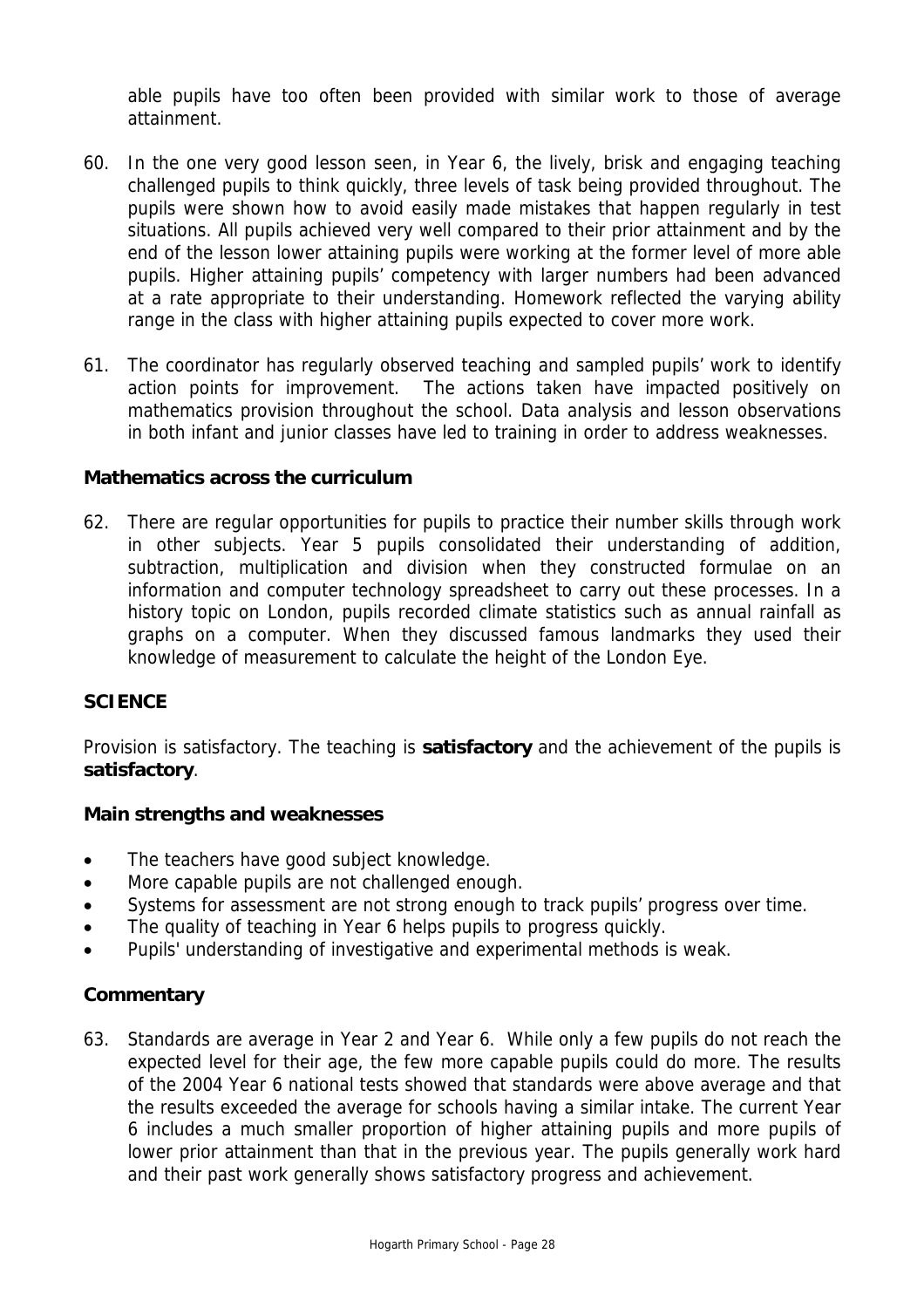able pupils have too often been provided with similar work to those of average attainment.

60. In the one very good lesson seen, in Year 6, the lively, brisk and engaging teaching challenged pupils to think quickly, three levels of task being provided throughout. The pupils were shown how to avoid easily made mistakes that happen regularly in test situations. All pupils achieved very well compared to their prior attainment and by the end of the lesson lower attaining pupils were working at the former level of more able pupils. Higher attaining pupils' competency with larger numbers had been advanced at a rate appropriate to their understanding. Homework reflected the varying ability range in the class with higher attaining pupils expected to cover more work.

61. The coordinator has regularly observed teaching and sampled pupils' work to identify action points for improvement. The actions taken have impacted positively on mathematics provision throughout the school. Data analysis and lesson observations in both infant and junior classes have led to training in order to address weaknesses.

### Mathematics across the curriculum

62. There are regular opportunities for pupils to practice their number skills through work in other subjects. Year 5 pupils consolidated their understanding of addition, subtraction, multiplication and division when they constructed formulae on an information and computer technology spreadsheet to carry out these processes. In a history topic on London, pupils recorded climate statistics such as annual rainfall as graphs on a computer. When they discussed famous landmarks they used their knowledge of measurement to calculate the height of the London Eye.

## SCIENCE

Provision is satisfactory. The teaching is **satisfactory** and the achievement of the pupils is **satisfactory**.

### Main strengths and weaknesses

- The teachers have good subject knowledge.
- More capable pupils are not challenged enough.
- Systems for assessment are not strong enough to track pupils' progress over time.
- The quality of teaching in Year 6 helps pupils to progress quickly.
- Pupils' understanding of investigative and experimental methods is weak.

### Commentary

63. Standards are average in Year 2 and Year 6. While only a few pupils do not reach the expected level for their age, the few more capable pupils could do more. The results of the 2004 Year 6 national tests showed that standards were above average and that the results exceeded the average for schools having a similar intake. The current Year 6 includes a much smaller proportion of higher attaining pupils and more pupils of lower prior attainment than that in the previous year. The pupils generally work hard and their past work generally shows satisfactory progress and achievement.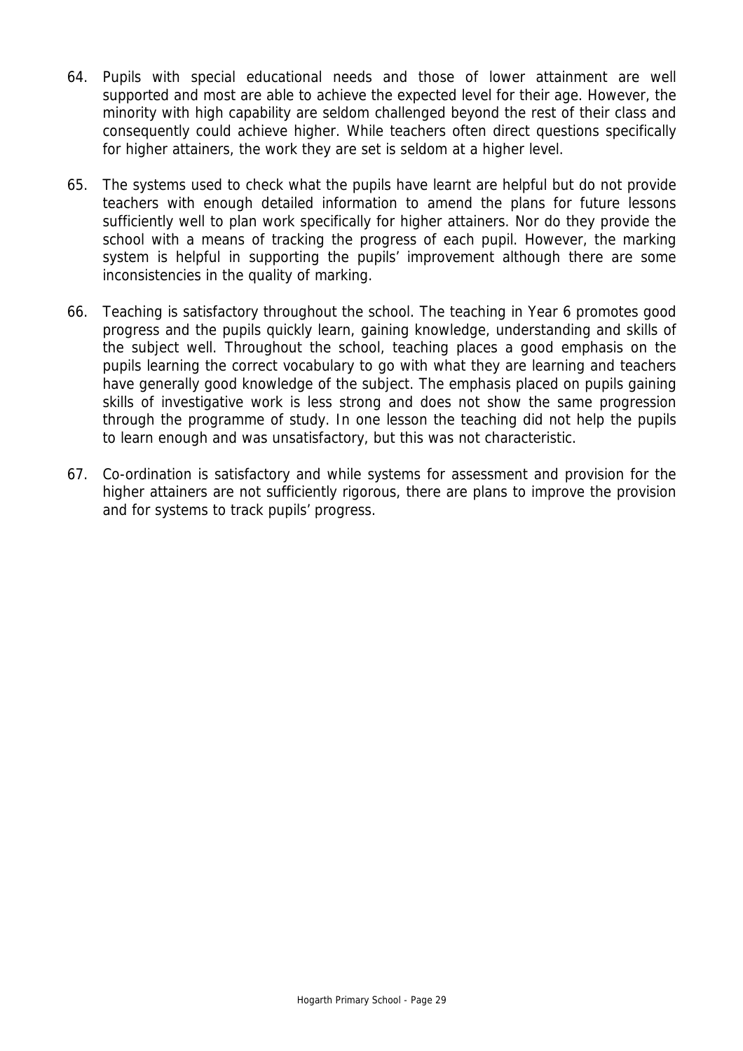64. Pupils with special educational needs and those of lower attainment are well supported and most are able to achieve the expected level for their age. However, the minority with high capability are seldom challenged beyond the rest of their class and consequently could achieve higher. While teachers often direct questions specifically for higher attainers, the work they are set is seldom at a higher level.

65. The systems used to check what the pupils have learnt are helpful but do not provide teachers with enough detailed information to amend the plans for future lessons sufficiently well to plan work specifically for higher attainers. Nor do they provide the school with a means of tracking the progress of each pupil. However, the marking system is helpful in supporting the pupils' improvement although there are some inconsistencies in the quality of marking.

66. Teaching is satisfactory throughout the school. The teaching in Year 6 promotes good progress and the pupils quickly learn, gaining knowledge, understanding and skills of the subject well. Throughout the school, teaching places a good emphasis on the pupils learning the correct vocabulary to go with what they are learning and teachers have generally good knowledge of the subject. The emphasis placed on pupils gaining skills of investigative work is less strong and does not show the same progression through the programme of study. In one lesson the teaching did not help the pupils to learn enough and was unsatisfactory, but this was not characteristic.

67. Co-ordination is satisfactory and while systems for assessment and provision for the higher attainers are not sufficiently rigorous, there are plans to improve the provision and for systems to track pupils' progress.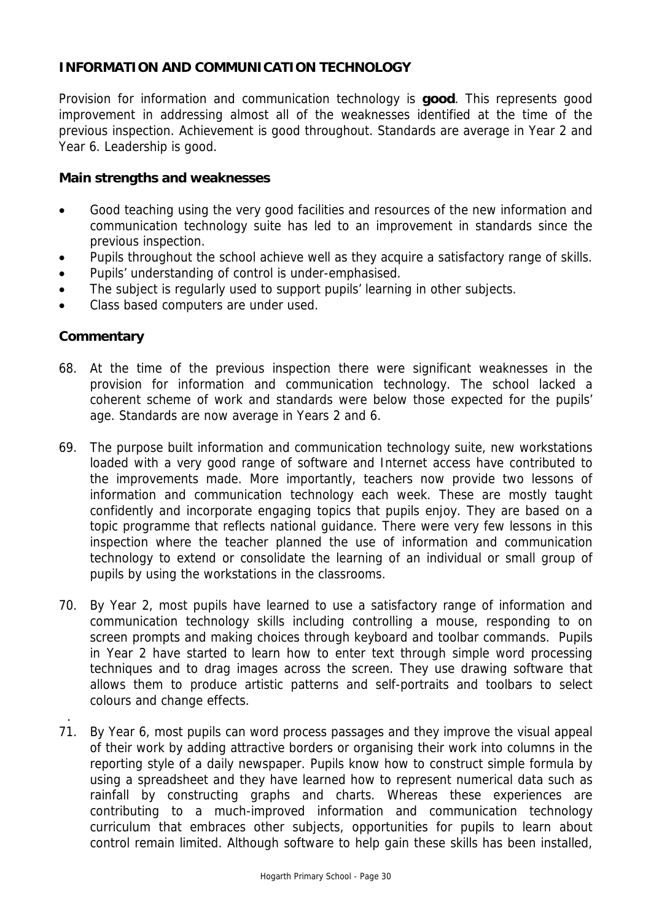## INFORMATION AND COMMUNICATION TECHNOLOGY

Provision for information and communication technology is **good**. This represents good improvement in addressing almost all of the weaknesses identified at the time of the previous inspection. Achievement is good throughout. Standards are average in Year 2 and Year 6. Leadership is good.

### Main strengths and weaknesses

- Good teaching using the very good facilities and resources of the new information and communication technology suite has led to an improvement in standards since the previous inspection.
- Pupils throughout the school achieve well as they acquire a satisfactory range of skills.
- Pupils' understanding of control is under-emphasised.
- The subject is regularly used to support pupils' learning in other subjects.
- Class based computers are under used.

### Commentary

68. At the time of the previous inspection there were significant weaknesses in the provision for information and communication technology. The school lacked a coherent scheme of work and standards were below those expected for the pupils' age. Standards are now average in Years 2 and 6.

69. The purpose built information and communication technology suite, new workstations loaded with a very good range of software and Internet access have contributed to the improvements made. More importantly, teachers now provide two lessons of information and communication technology each week. These are mostly taught confidently and incorporate engaging topics that pupils enjoy. They are based on a topic programme that reflects national guidance. There were very few lessons in this inspection where the teacher planned the use of information and communication technology to extend or consolidate the learning of an individual or small group of pupils by using the workstations in the classrooms.

70. By Year 2, most pupils have learned to use a satisfactory range of information and communication technology skills including controlling a mouse, responding to on screen prompts and making choices through keyboard and toolbar commands. Pupils in Year 2 have started to learn how to enter text through simple word processing techniques and to drag images across the screen. They use drawing software that allows them to produce artistic patterns and self-portraits and toolbars to select colours and change effects.

71. By Year 6, most pupils can word process passages and they improve the visual appeal of their work by adding attractive borders or organising their work into columns in the reporting style of a daily newspaper. Pupils know how to construct simple formula by using a spreadsheet and they have learned how to represent numerical data such as rainfall by constructing graphs and charts. Whereas these experiences are contributing to a much-improved information and communication technology curriculum that embraces other subjects, opportunities for pupils to learn about control remain limited. Although software to help gain these skills has been installed,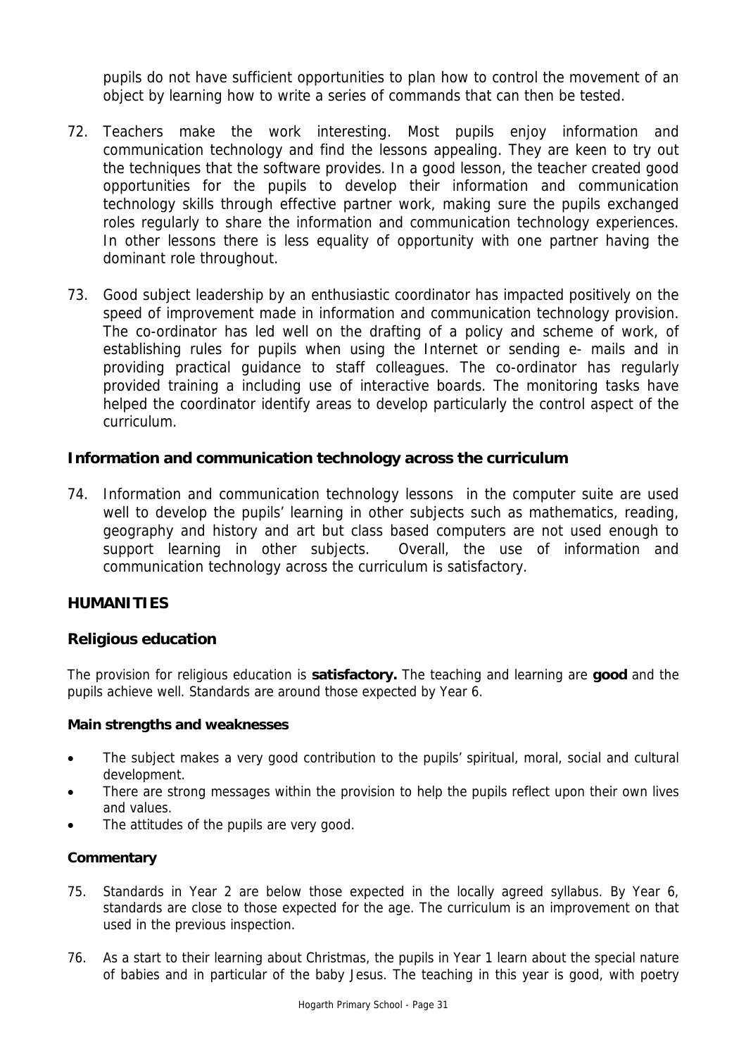pupils do not have sufficient opportunities to plan how to control the movement of an object by learning how to write a series of commands that can then be tested.

72. Teachers make the work interesting. Most pupils enjoy information and communication technology and find the lessons appealing. They are keen to try out the techniques that the software provides. In a good lesson, the teacher created good opportunities for the pupils to develop their information and communication technology skills through effective partner work, making sure the pupils exchanged roles regularly to share the information and communication technology experiences. In other lessons there is less equality of opportunity with one partner having the dominant role throughout.

73. Good subject leadership by an enthusiastic coordinator has impacted positively on the speed of improvement made in information and communication technology provision. The co-ordinator has led well on the drafting of a policy and scheme of work, of establishing rules for pupils when using the Internet or sending e- mails and in providing practical guidance to staff colleagues. The co-ordinator has regularly provided training a including use of interactive boards. The monitoring tasks have helped the coordinator identify areas to develop particularly the control aspect of the curriculum.

### Information and communication technology across the curriculum

74. Information and communication technology lessons in the computer suite are used well to develop the pupils' learning in other subjects such as mathematics, reading, geography and history and art but class based computers are not used enough to support learning in other subjects. Overall, the use of information and communication technology across the curriculum is satisfactory.

## HUMANITIES

### Religious education

The provision for religious education is **satisfactory.** The teaching and learning are **good** and the pupils achieve well. Standards are around those expected by Year 6.

**Main strengths and weaknesses**

- The subject makes a very good contribution to the pupils' spiritual, moral, social and cultural development.
- There are strong messages within the provision to help the pupils reflect upon their own lives and values.
- The attitudes of the pupils are very good.

**Commentary**

75. Standards in Year 2 are below those expected in the locally agreed syllabus. By Year 6, standards are close to those expected for the age. The curriculum is an improvement on that used in the previous inspection.

76. As a start to their learning about Christmas, the pupils in Year 1 learn about the special nature of babies and in particular of the baby Jesus. The teaching in this year is good, with poetry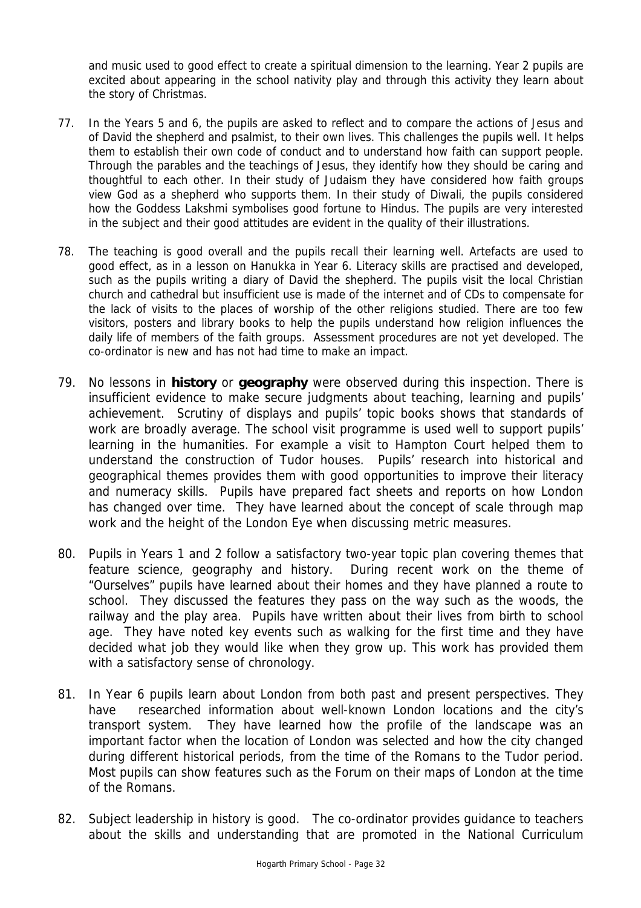and music used to good effect to create a spiritual dimension to the learning. Year 2 pupils are excited about appearing in the school nativity play and through this activity they learn about the story of Christmas.

77. In the Years 5 and 6, the pupils are asked to reflect and to compare the actions of Jesus and of David the shepherd and psalmist, to their own lives. This challenges the pupils well. It helps them to establish their own code of conduct and to understand how faith can support people. Through the parables and the teachings of Jesus, they identify how they should be caring and thoughtful to each other. In their study of Judaism they have considered how faith groups view God as a shepherd who supports them. In their study of Diwali, the pupils considered how the Goddess Lakshmi symbolises good fortune to Hindus. The pupils are very interested in the subject and their good attitudes are evident in the quality of their illustrations.

78. The teaching is good overall and the pupils recall their learning well. Artefacts are used to good effect, as in a lesson on Hanukka in Year 6. Literacy skills are practised and developed, such as the pupils writing a diary of David the shepherd. The pupils visit the local Christian church and cathedral but insufficient use is made of the internet and of CDs to compensate for the lack of visits to the places of worship of the other religions studied. There are too few visitors, posters and library books to help the pupils understand how religion influences the daily life of members of the faith groups. Assessment procedures are not yet developed. The co-ordinator is new and has not had time to make an impact.

79. No lessons in **history** or **geography** were observed during this inspection. There is insufficient evidence to make secure judgments about teaching, learning and pupils' achievement. Scrutiny of displays and pupils' topic books shows that standards of work are broadly average. The school visit programme is used well to support pupils' learning in the humanities. For example a visit to Hampton Court helped them to understand the construction of Tudor houses. Pupils' research into historical and geographical themes provides them with good opportunities to improve their literacy and numeracy skills. Pupils have prepared fact sheets and reports on how London has changed over time. They have learned about the concept of scale through map work and the height of the London Eye when discussing metric measures.

80. Pupils in Years 1 and 2 follow a satisfactory two-year topic plan covering themes that feature science, geography and history. During recent work on the theme of "Ourselves" pupils have learned about their homes and they have planned a route to school. They discussed the features they pass on the way such as the woods, the railway and the play area. Pupils have written about their lives from birth to school age. They have noted key events such as walking for the first time and they have decided what job they would like when they grow up. This work has provided them with a satisfactory sense of chronology.

81. In Year 6 pupils learn about London from both past and present perspectives. They have researched information about well-known London locations and the city's transport system. They have learned how the profile of the landscape was an important factor when the location of London was selected and how the city changed during different historical periods, from the time of the Romans to the Tudor period. Most pupils can show features such as the Forum on their maps of London at the time of the Romans.

82. Subject leadership in history is good. The co-ordinator provides guidance to teachers about the skills and understanding that are promoted in the National Curriculum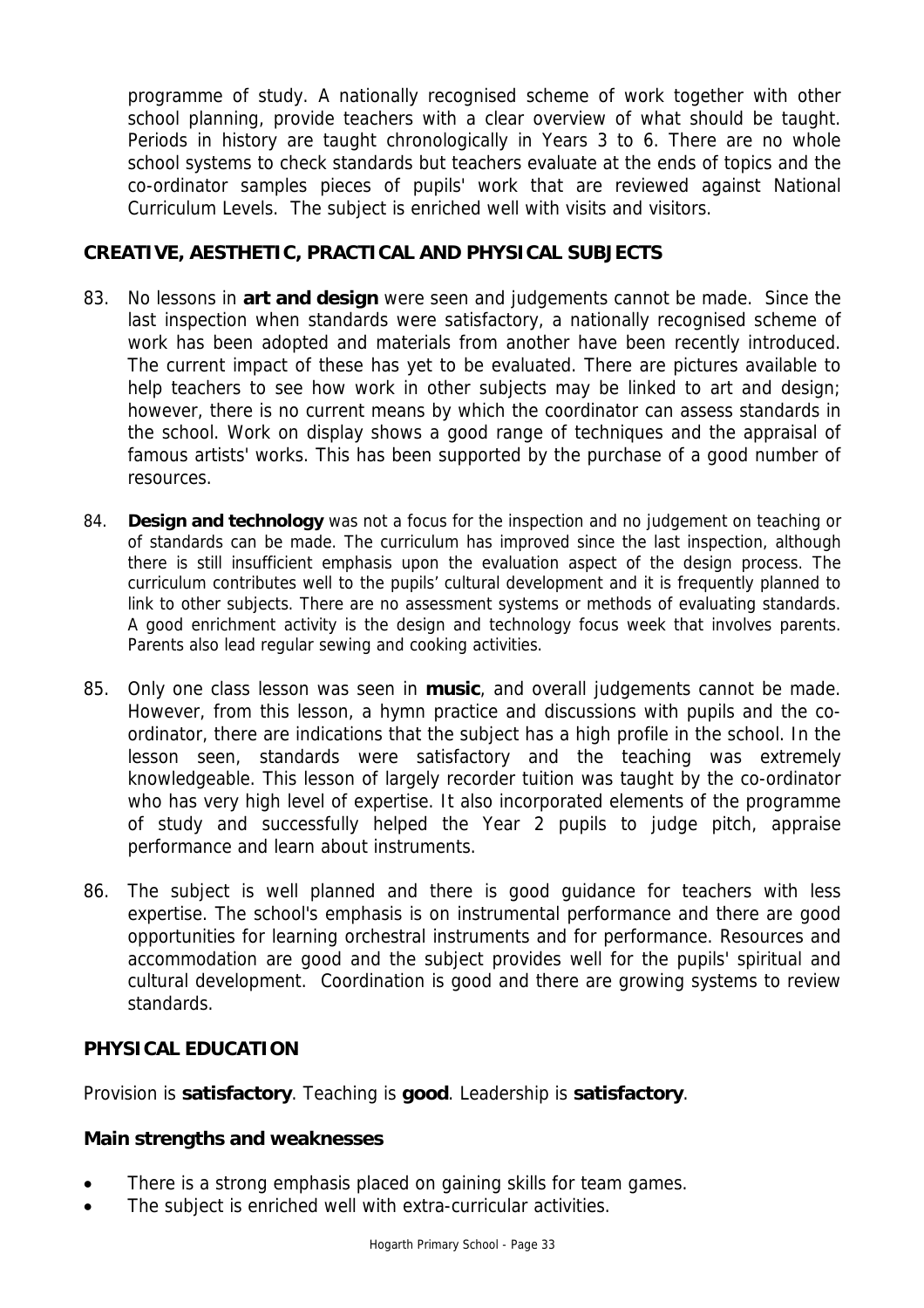programme of study. A nationally recognised scheme of work together with other school planning, provide teachers with a clear overview of what should be taught. Periods in history are taught chronologically in Years 3 to 6. There are no whole school systems to check standards but teachers evaluate at the ends of topics and the co-ordinator samples pieces of pupils' work that are reviewed against National Curriculum Levels. The subject is enriched well with visits and visitors.

## CREATIVE, AESTHETIC, PRACTICAL AND PHYSICAL SUBJECTS

83. No lessons in **art and design** were seen and judgements cannot be made. Since the last inspection when standards were satisfactory, a nationally recognised scheme of work has been adopted and materials from another have been recently introduced. The current impact of these has yet to be evaluated. There are pictures available to help teachers to see how work in other subjects may be linked to art and design; however, there is no current means by which the coordinator can assess standards in the school. Work on display shows a good range of techniques and the appraisal of famous artists' works. This has been supported by the purchase of a good number of resources.

84. **Design and technology** was not a focus for the inspection and no judgement on teaching or of standards can be made. The curriculum has improved since the last inspection, although there is still insufficient emphasis upon the evaluation aspect of the design process. The curriculum contributes well to the pupils' cultural development and it is frequently planned to link to other subjects. There are no assessment systems or methods of evaluating standards. A good enrichment activity is the design and technology focus week that involves parents. Parents also lead regular sewing and cooking activities.

85. Only one class lesson was seen in **music**, and overall judgements cannot be made. However, from this lesson, a hymn practice and discussions with pupils and the co-ordinator, there are indications that the subject has a high profile in the school. In the lesson seen, standards were satisfactory and the teaching was extremely knowledgeable. This lesson of largely recorder tuition was taught by the co-ordinator who has very high level of expertise. It also incorporated elements of the programme of study and successfully helped the Year 2 pupils to judge pitch, appraise performance and learn about instruments.

86. The subject is well planned and there is good guidance for teachers with less expertise. The school's emphasis is on instrumental performance and there are good opportunities for learning orchestral instruments and for performance. Resources and accommodation are good and the subject provides well for the pupils' spiritual and cultural development. Coordination is good and there are growing systems to review standards.

## PHYSICAL EDUCATION

Provision is **satisfactory**. Teaching is **good**. Leadership is **satisfactory**.

### Main strengths and weaknesses

- There is a strong emphasis placed on gaining skills for team games.
- The subject is enriched well with extra-curricular activities.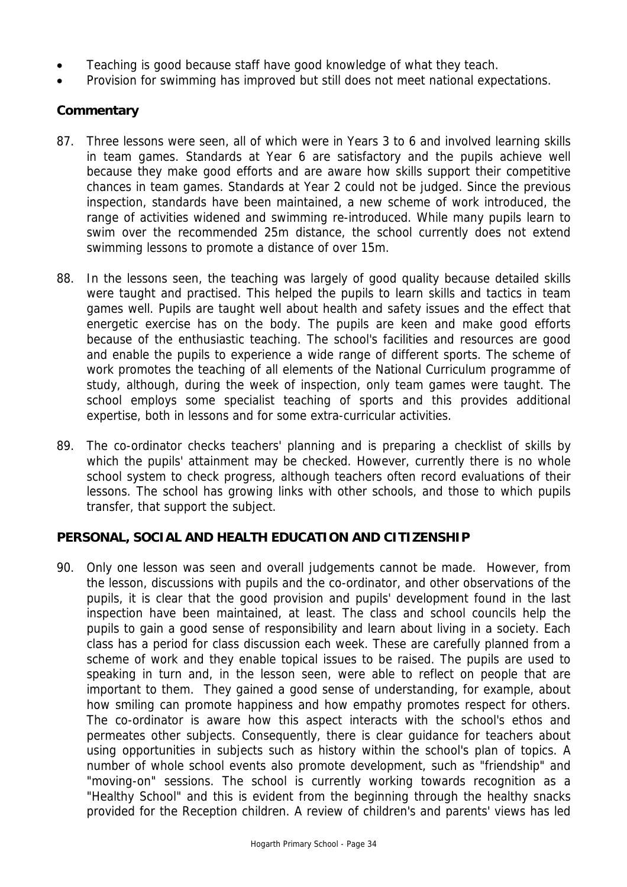- Teaching is good because staff have good knowledge of what they teach.
- Provision for swimming has improved but still does not meet national expectations.

### Commentary

87. Three lessons were seen, all of which were in Years 3 to 6 and involved learning skills in team games. Standards at Year 6 are satisfactory and the pupils achieve well because they make good efforts and are aware how skills support their competitive chances in team games. Standards at Year 2 could not be judged. Since the previous inspection, standards have been maintained, a new scheme of work introduced, the range of activities widened and swimming re-introduced. While many pupils learn to swim over the recommended 25m distance, the school currently does not extend swimming lessons to promote a distance of over 15m.

88. In the lessons seen, the teaching was largely of good quality because detailed skills were taught and practised. This helped the pupils to learn skills and tactics in team games well. Pupils are taught well about health and safety issues and the effect that energetic exercise has on the body. The pupils are keen and make good efforts because of the enthusiastic teaching. The school's facilities and resources are good and enable the pupils to experience a wide range of different sports. The scheme of work promotes the teaching of all elements of the National Curriculum programme of study, although, during the week of inspection, only team games were taught. The school employs some specialist teaching of sports and this provides additional expertise, both in lessons and for some extra-curricular activities.

89. The co-ordinator checks teachers' planning and is preparing a checklist of skills by which the pupils' attainment may be checked. However, currently there is no whole school system to check progress, although teachers often record evaluations of their lessons. The school has growing links with other schools, and those to which pupils transfer, that support the subject.

## PERSONAL, SOCIAL AND HEALTH EDUCATION AND CITIZENSHIP

90. Only one lesson was seen and overall judgements cannot be made. However, from the lesson, discussions with pupils and the co-ordinator, and other observations of the pupils, it is clear that the good provision and pupils' development found in the last inspection have been maintained, at least. The class and school councils help the pupils to gain a good sense of responsibility and learn about living in a society. Each class has a period for class discussion each week. These are carefully planned from a scheme of work and they enable topical issues to be raised. The pupils are used to speaking in turn and, in the lesson seen, were able to reflect on people that are important to them. They gained a good sense of understanding, for example, about how smiling can promote happiness and how empathy promotes respect for others. The co-ordinator is aware how this aspect interacts with the school's ethos and permeates other subjects. Consequently, there is clear guidance for teachers about using opportunities in subjects such as history within the school's plan of topics. A number of whole school events also promote development, such as "friendship" and "moving-on" sessions. The school is currently working towards recognition as a "Healthy School" and this is evident from the beginning through the healthy snacks provided for the Reception children. A review of children's and parents' views has led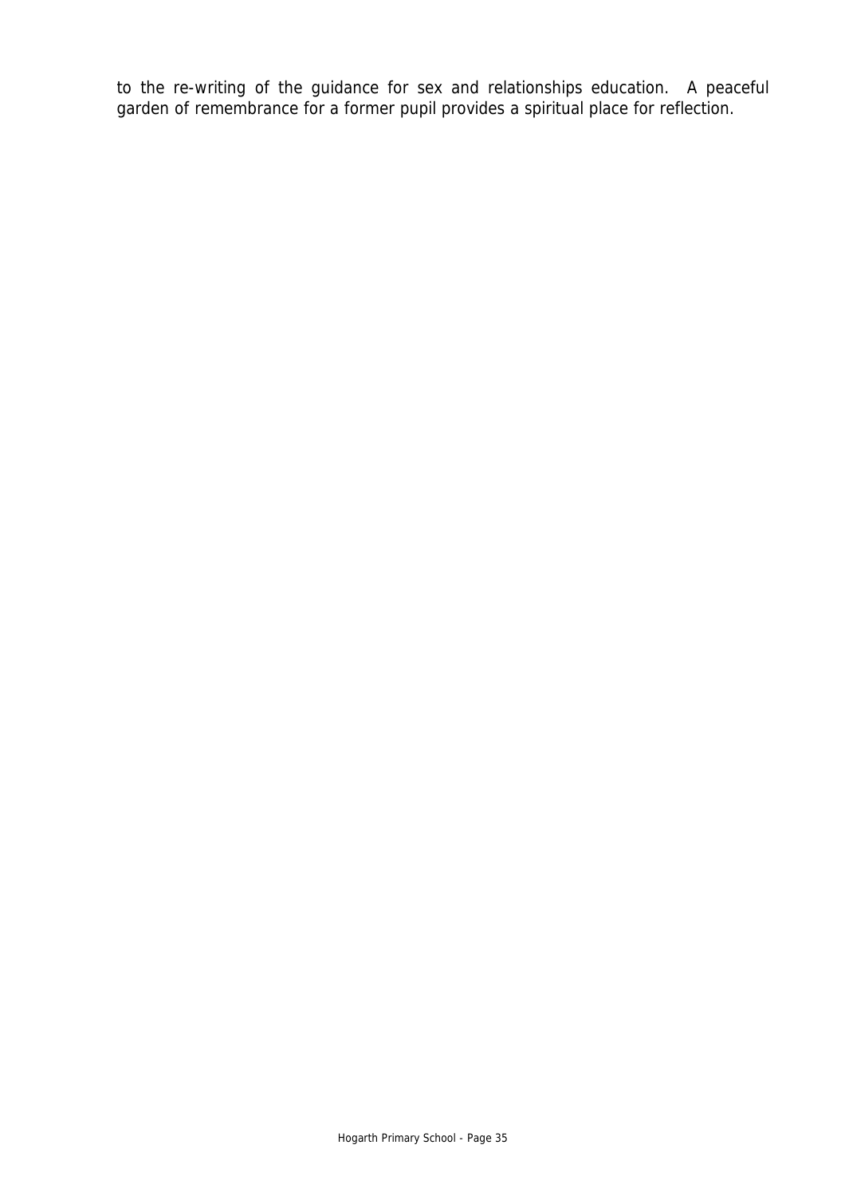to the re-writing of the guidance for sex and relationships education. A peaceful garden of remembrance for a former pupil provides a spiritual place for reflection.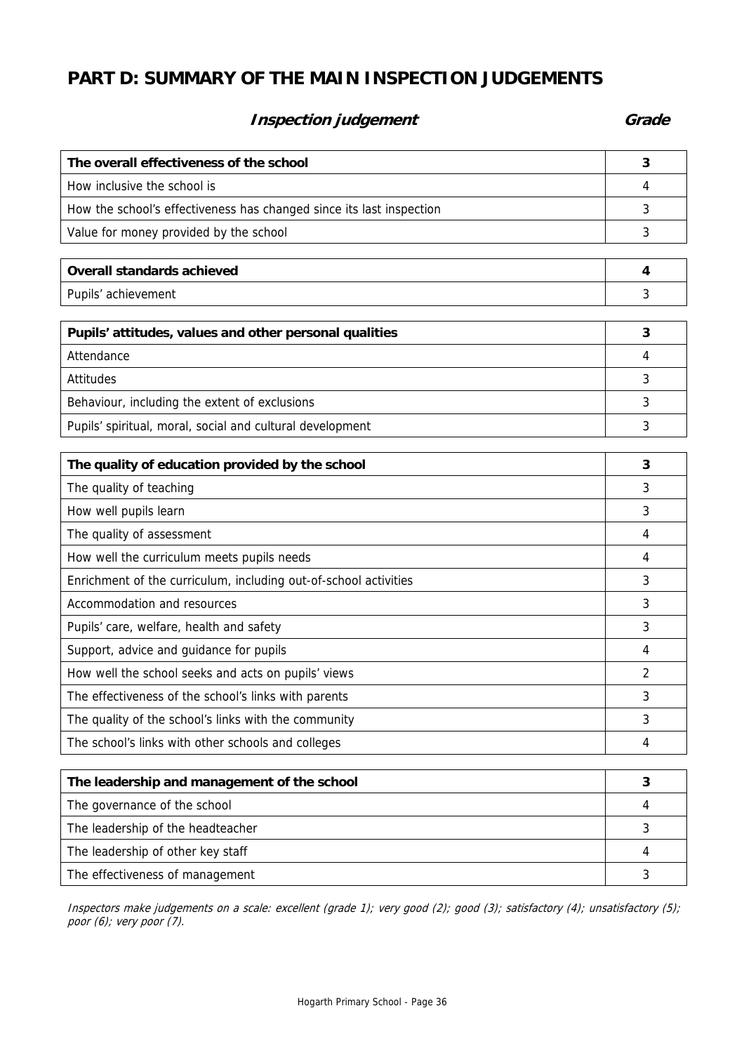# PART D: SUMMARY OF THE MAIN INSPECTION JUDGEMENTS

| ***Inspection judgement*** | ***Grade*** |
|---|---|
| **The overall effectiveness of the school** | **3** |
| How inclusive the school is | 4 |
| How the school's effectiveness has changed since its last inspection | 3 |
| Value for money provided by the school | 3 |
| **Overall standards achieved** | **4** |
| Pupils' achievement | 3 |
| **Pupils' attitudes, values and other personal qualities** | **3** |
| Attendance | 4 |
| Attitudes | 3 |
| Behaviour, including the extent of exclusions | 3 |
| Pupils' spiritual, moral, social and cultural development | 3 |
| **The quality of education provided by the school** | **3** |
| The quality of teaching | 3 |
| How well pupils learn | 3 |
| The quality of assessment | 4 |
| How well the curriculum meets pupils needs | 4 |
| Enrichment of the curriculum, including out-of-school activities | 3 |
| Accommodation and resources | 3 |
| Pupils' care, welfare, health and safety | 3 |
| Support, advice and guidance for pupils | 4 |
| How well the school seeks and acts on pupils' views | 2 |
| The effectiveness of the school's links with parents | 3 |
| The quality of the school's links with the community | 3 |
| The school's links with other schools and colleges | 4 |
| **The leadership and management of the school** | **3** |
| The governance of the school | 4 |
| The leadership of the headteacher | 3 |
| The leadership of other key staff | 4 |
| The effectiveness of management | 3 |

*Inspectors make judgements on a scale: excellent (grade 1); very good (2); good (3); satisfactory (4); unsatisfactory (5); poor (6); very poor (7).*